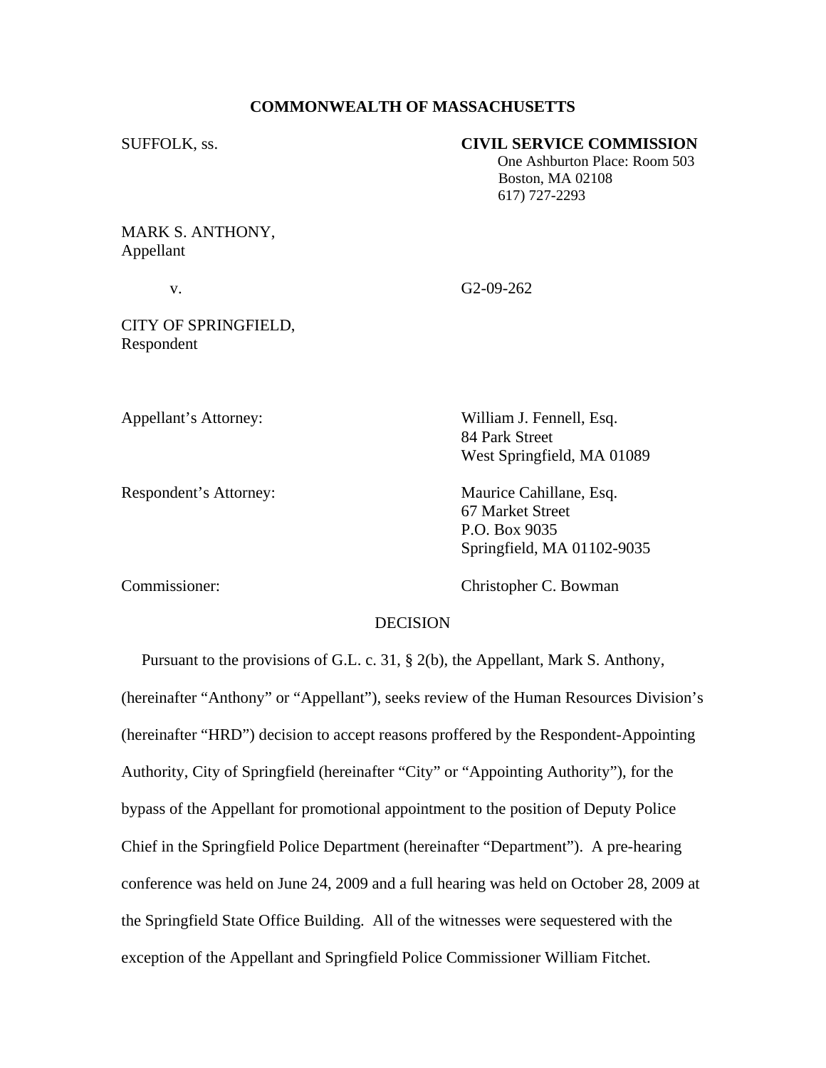**COMMONWEALTH OF MASSACHUSETTS**

SUFFOLK, ss.

**CIVIL SERVICE COMMISSION**
One Ashburton Place: Room 503
Boston, MA 02108
617) 727-2293

MARK S. ANTHONY,
Appellant

v.

G2-09-262

CITY OF SPRINGFIELD,
Respondent

Appellant's Attorney:

William J. Fennell, Esq.
84 Park Street
West Springfield, MA 01089

Respondent's Attorney:

Maurice Cahillane, Esq.
67 Market Street
P.O. Box 9035
Springfield, MA 01102-9035

Commissioner:

Christopher C. Bowman

DECISION

Pursuant to the provisions of G.L. c. 31, § 2(b), the Appellant, Mark S. Anthony, (hereinafter "Anthony" or "Appellant"), seeks review of the Human Resources Division's (hereinafter "HRD") decision to accept reasons proffered by the Respondent-Appointing Authority, City of Springfield (hereinafter "City" or "Appointing Authority"), for the bypass of the Appellant for promotional appointment to the position of Deputy Police Chief in the Springfield Police Department (hereinafter "Department"). A pre-hearing conference was held on June 24, 2009 and a full hearing was held on October 28, 2009 at the Springfield State Office Building. All of the witnesses were sequestered with the exception of the Appellant and Springfield Police Commissioner William Fitchet.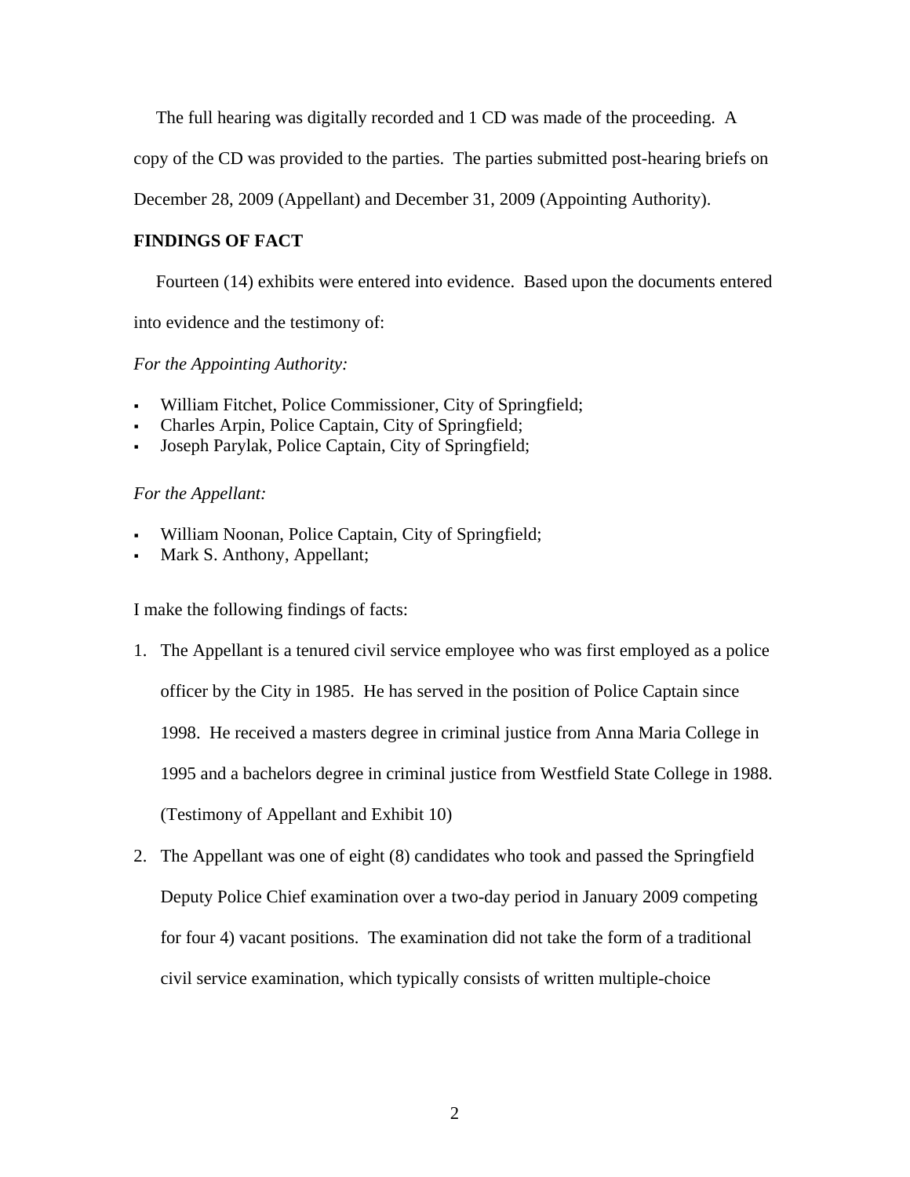The full hearing was digitally recorded and 1 CD was made of the proceeding. A copy of the CD was provided to the parties. The parties submitted post-hearing briefs on December 28, 2009 (Appellant) and December 31, 2009 (Appointing Authority).

**FINDINGS OF FACT**

Fourteen (14) exhibits were entered into evidence. Based upon the documents entered into evidence and the testimony of:

*For the Appointing Authority:*

- William Fitchet, Police Commissioner, City of Springfield;
- Charles Arpin, Police Captain, City of Springfield;
- Joseph Parylak, Police Captain, City of Springfield;

*For the Appellant:*

- William Noonan, Police Captain, City of Springfield;
- Mark S. Anthony, Appellant;

I make the following findings of facts:

1. The Appellant is a tenured civil service employee who was first employed as a police officer by the City in 1985. He has served in the position of Police Captain since 1998. He received a masters degree in criminal justice from Anna Maria College in 1995 and a bachelors degree in criminal justice from Westfield State College in 1988. (Testimony of Appellant and Exhibit 10)
2. The Appellant was one of eight (8) candidates who took and passed the Springfield Deputy Police Chief examination over a two-day period in January 2009 competing for four 4) vacant positions. The examination did not take the form of a traditional civil service examination, which typically consists of written multiple-choice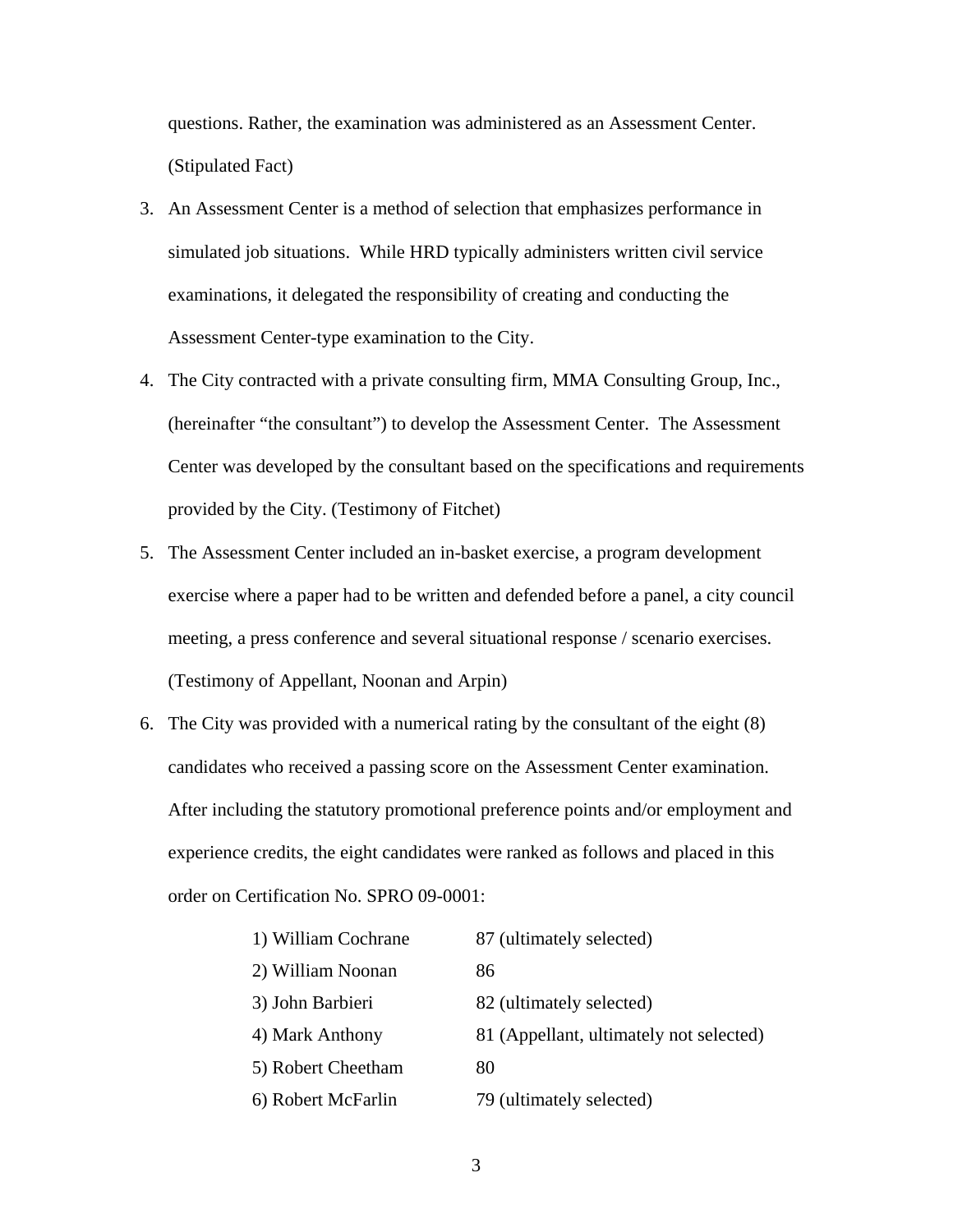questions. Rather, the examination was administered as an Assessment Center. (Stipulated Fact)

3. An Assessment Center is a method of selection that emphasizes performance in simulated job situations. While HRD typically administers written civil service examinations, it delegated the responsibility of creating and conducting the Assessment Center-type examination to the City.

4. The City contracted with a private consulting firm, MMA Consulting Group, Inc., (hereinafter "the consultant") to develop the Assessment Center. The Assessment Center was developed by the consultant based on the specifications and requirements provided by the City. (Testimony of Fitchet)

5. The Assessment Center included an in-basket exercise, a program development exercise where a paper had to be written and defended before a panel, a city council meeting, a press conference and several situational response / scenario exercises. (Testimony of Appellant, Noonan and Arpin)

6. The City was provided with a numerical rating by the consultant of the eight (8) candidates who received a passing score on the Assessment Center examination. After including the statutory promotional preference points and/or employment and experience credits, the eight candidates were ranked as follows and placed in this order on Certification No. SPRO 09-0001:

| | |
|---|---|
| 1) William Cochrane | 87 (ultimately selected) |
| 2) William Noonan | 86 |
| 3) John Barbieri | 82 (ultimately selected) |
| 4) Mark Anthony | 81 (Appellant, ultimately not selected) |
| 5) Robert Cheetham | 80 |
| 6) Robert McFarlin | 79 (ultimately selected) |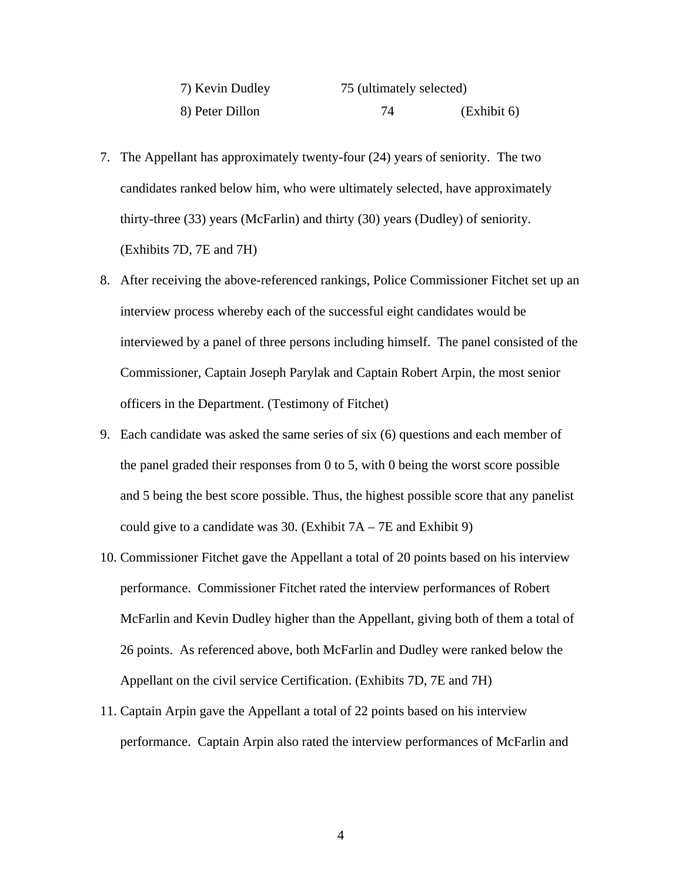7) Kevin Dudley 75 (ultimately selected)

8) Peter Dillon 74 (Exhibit 6)

7. The Appellant has approximately twenty-four (24) years of seniority. The two candidates ranked below him, who were ultimately selected, have approximately thirty-three (33) years (McFarlin) and thirty (30) years (Dudley) of seniority. (Exhibits 7D, 7E and 7H)

8. After receiving the above-referenced rankings, Police Commissioner Fitchet set up an interview process whereby each of the successful eight candidates would be interviewed by a panel of three persons including himself. The panel consisted of the Commissioner, Captain Joseph Parylak and Captain Robert Arpin, the most senior officers in the Department. (Testimony of Fitchet)

9. Each candidate was asked the same series of six (6) questions and each member of the panel graded their responses from 0 to 5, with 0 being the worst score possible and 5 being the best score possible. Thus, the highest possible score that any panelist could give to a candidate was 30. (Exhibit 7A – 7E and Exhibit 9)

10. Commissioner Fitchet gave the Appellant a total of 20 points based on his interview performance. Commissioner Fitchet rated the interview performances of Robert McFarlin and Kevin Dudley higher than the Appellant, giving both of them a total of 26 points. As referenced above, both McFarlin and Dudley were ranked below the Appellant on the civil service Certification. (Exhibits 7D, 7E and 7H)

11. Captain Arpin gave the Appellant a total of 22 points based on his interview performance. Captain Arpin also rated the interview performances of McFarlin and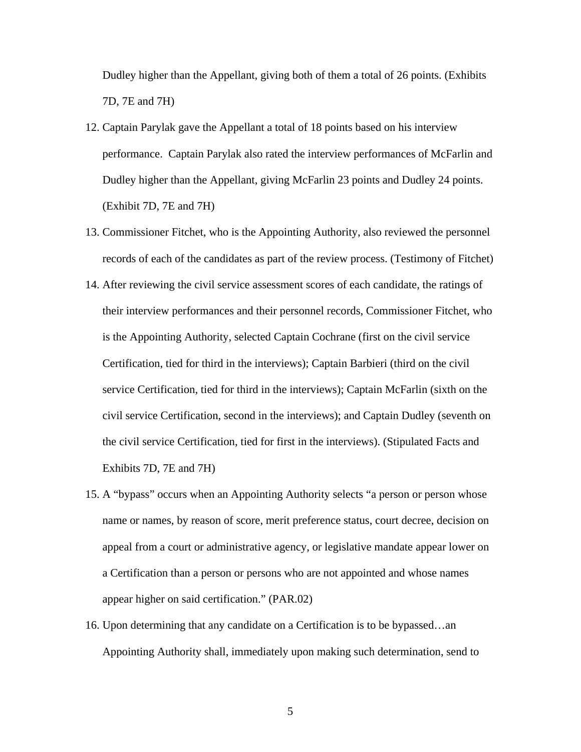Dudley higher than the Appellant, giving both of them a total of 26 points. (Exhibits 7D, 7E and 7H)

12. Captain Parylak gave the Appellant a total of 18 points based on his interview performance. Captain Parylak also rated the interview performances of McFarlin and Dudley higher than the Appellant, giving McFarlin 23 points and Dudley 24 points. (Exhibit 7D, 7E and 7H)

13. Commissioner Fitchet, who is the Appointing Authority, also reviewed the personnel records of each of the candidates as part of the review process. (Testimony of Fitchet)

14. After reviewing the civil service assessment scores of each candidate, the ratings of their interview performances and their personnel records, Commissioner Fitchet, who is the Appointing Authority, selected Captain Cochrane (first on the civil service Certification, tied for third in the interviews); Captain Barbieri (third on the civil service Certification, tied for third in the interviews); Captain McFarlin (sixth on the civil service Certification, second in the interviews); and Captain Dudley (seventh on the civil service Certification, tied for first in the interviews). (Stipulated Facts and Exhibits 7D, 7E and 7H)

15. A "bypass" occurs when an Appointing Authority selects "a person or person whose name or names, by reason of score, merit preference status, court decree, decision on appeal from a court or administrative agency, or legislative mandate appear lower on a Certification than a person or persons who are not appointed and whose names appear higher on said certification." (PAR.02)

16. Upon determining that any candidate on a Certification is to be bypassed…an Appointing Authority shall, immediately upon making such determination, send to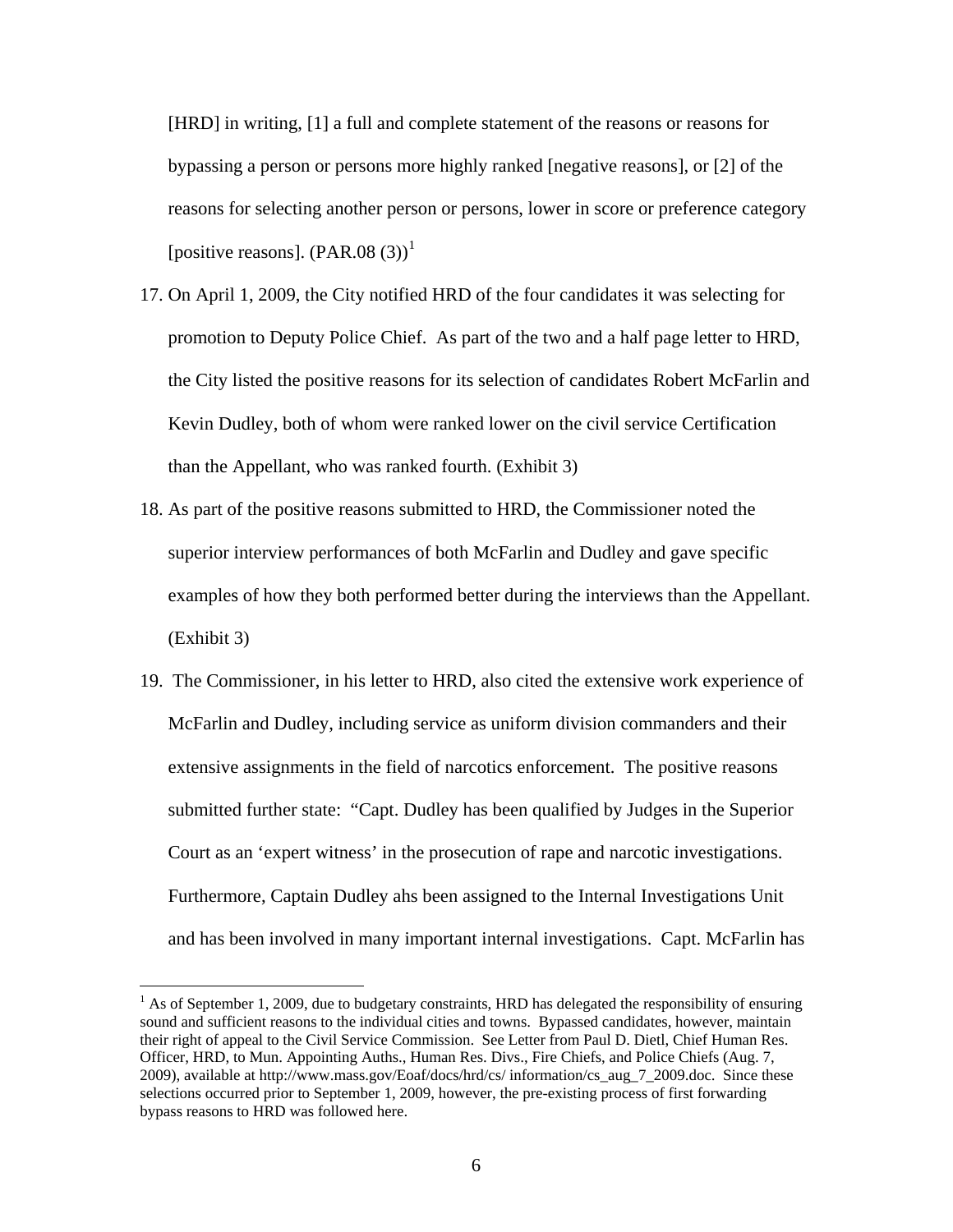[HRD] in writing, [1] a full and complete statement of the reasons or reasons for bypassing a person or persons more highly ranked [negative reasons], or [2] of the reasons for selecting another person or persons, lower in score or preference category [positive reasons]. (PAR.08 (3))[1]

17. On April 1, 2009, the City notified HRD of the four candidates it was selecting for promotion to Deputy Police Chief. As part of the two and a half page letter to HRD, the City listed the positive reasons for its selection of candidates Robert McFarlin and Kevin Dudley, both of whom were ranked lower on the civil service Certification than the Appellant, who was ranked fourth. (Exhibit 3)

18. As part of the positive reasons submitted to HRD, the Commissioner noted the superior interview performances of both McFarlin and Dudley and gave specific examples of how they both performed better during the interviews than the Appellant. (Exhibit 3)

19. The Commissioner, in his letter to HRD, also cited the extensive work experience of McFarlin and Dudley, including service as uniform division commanders and their extensive assignments in the field of narcotics enforcement. The positive reasons submitted further state: "Capt. Dudley has been qualified by Judges in the Superior Court as an 'expert witness' in the prosecution of rape and narcotic investigations. Furthermore, Captain Dudley ahs been assigned to the Internal Investigations Unit and has been involved in many important internal investigations. Capt. McFarlin has

---

[1] As of September 1, 2009, due to budgetary constraints, HRD has delegated the responsibility of ensuring sound and sufficient reasons to the individual cities and towns. Bypassed candidates, however, maintain their right of appeal to the Civil Service Commission. See Letter from Paul D. Dietl, Chief Human Res. Officer, HRD, to Mun. Appointing Auths., Human Res. Divs., Fire Chiefs, and Police Chiefs (Aug. 7, 2009), available at http://www.mass.gov/Eoaf/docs/hrd/cs/ information/cs_aug_7_2009.doc. Since these selections occurred prior to September 1, 2009, however, the pre-existing process of first forwarding bypass reasons to HRD was followed here.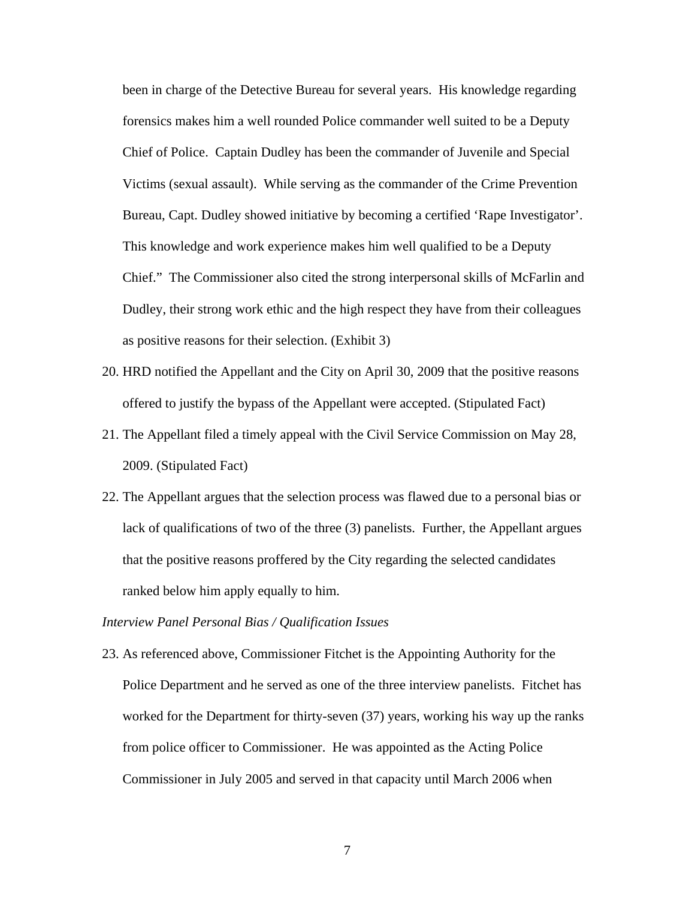been in charge of the Detective Bureau for several years. His knowledge regarding forensics makes him a well rounded Police commander well suited to be a Deputy Chief of Police. Captain Dudley has been the commander of Juvenile and Special Victims (sexual assault). While serving as the commander of the Crime Prevention Bureau, Capt. Dudley showed initiative by becoming a certified 'Rape Investigator'. This knowledge and work experience makes him well qualified to be a Deputy Chief." The Commissioner also cited the strong interpersonal skills of McFarlin and Dudley, their strong work ethic and the high respect they have from their colleagues as positive reasons for their selection. (Exhibit 3)

20. HRD notified the Appellant and the City on April 30, 2009 that the positive reasons offered to justify the bypass of the Appellant were accepted. (Stipulated Fact)
21. The Appellant filed a timely appeal with the Civil Service Commission on May 28, 2009. (Stipulated Fact)
22. The Appellant argues that the selection process was flawed due to a personal bias or lack of qualifications of two of the three (3) panelists. Further, the Appellant argues that the positive reasons proffered by the City regarding the selected candidates ranked below him apply equally to him.

*Interview Panel Personal Bias / Qualification Issues*

23. As referenced above, Commissioner Fitchet is the Appointing Authority for the Police Department and he served as one of the three interview panelists. Fitchet has worked for the Department for thirty-seven (37) years, working his way up the ranks from police officer to Commissioner. He was appointed as the Acting Police Commissioner in July 2005 and served in that capacity until March 2006 when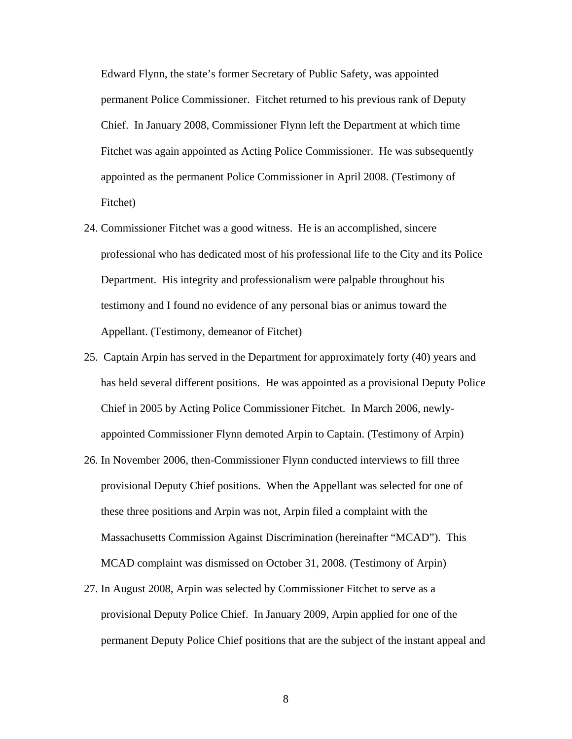Edward Flynn, the state's former Secretary of Public Safety, was appointed permanent Police Commissioner. Fitchet returned to his previous rank of Deputy Chief. In January 2008, Commissioner Flynn left the Department at which time Fitchet was again appointed as Acting Police Commissioner. He was subsequently appointed as the permanent Police Commissioner in April 2008. (Testimony of Fitchet)

24. Commissioner Fitchet was a good witness. He is an accomplished, sincere professional who has dedicated most of his professional life to the City and its Police Department. His integrity and professionalism were palpable throughout his testimony and I found no evidence of any personal bias or animus toward the Appellant. (Testimony, demeanor of Fitchet)

25. Captain Arpin has served in the Department for approximately forty (40) years and has held several different positions. He was appointed as a provisional Deputy Police Chief in 2005 by Acting Police Commissioner Fitchet. In March 2006, newly-appointed Commissioner Flynn demoted Arpin to Captain. (Testimony of Arpin)

26. In November 2006, then-Commissioner Flynn conducted interviews to fill three provisional Deputy Chief positions. When the Appellant was selected for one of these three positions and Arpin was not, Arpin filed a complaint with the Massachusetts Commission Against Discrimination (hereinafter "MCAD"). This MCAD complaint was dismissed on October 31, 2008. (Testimony of Arpin)

27. In August 2008, Arpin was selected by Commissioner Fitchet to serve as a provisional Deputy Police Chief. In January 2009, Arpin applied for one of the permanent Deputy Police Chief positions that are the subject of the instant appeal and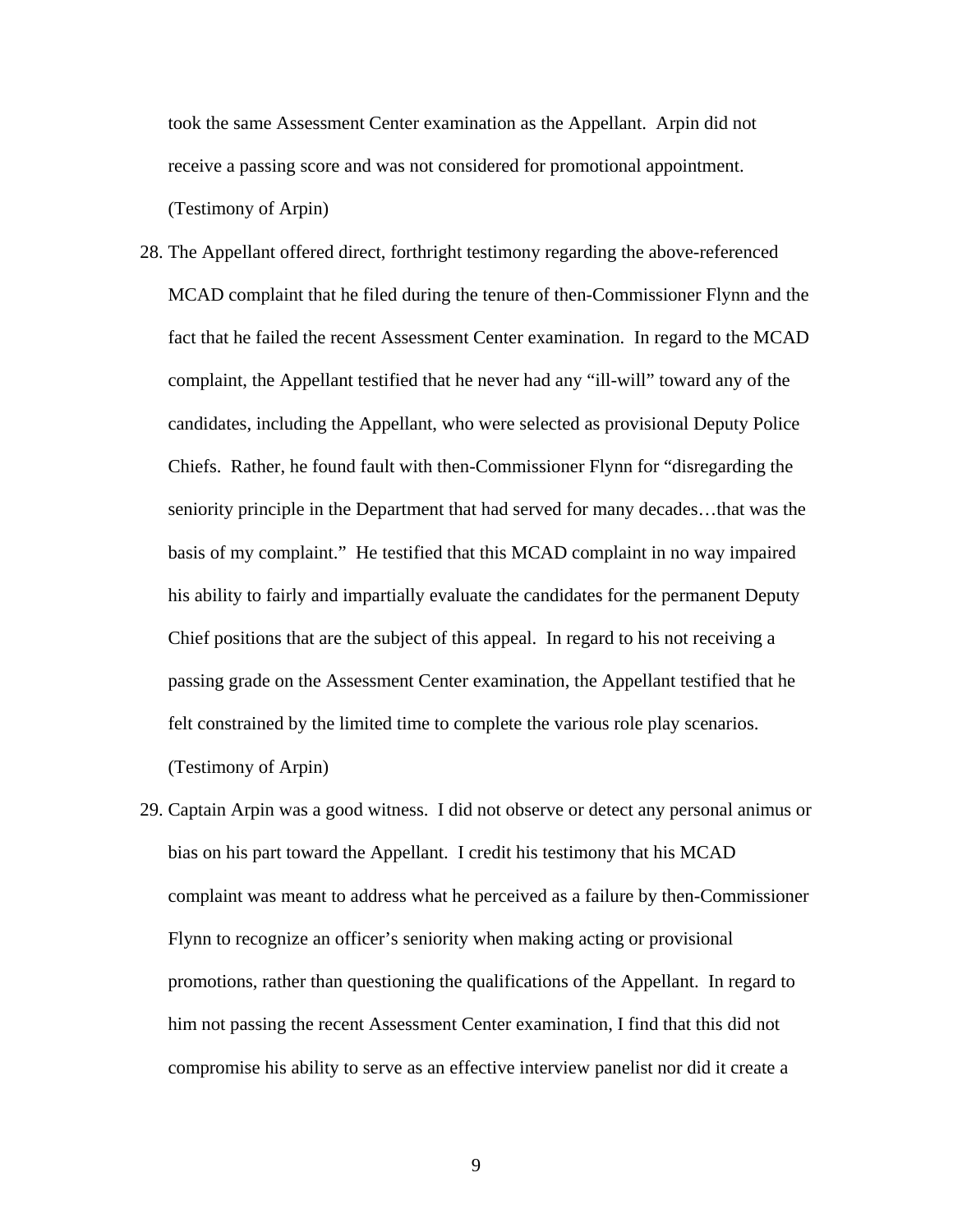took the same Assessment Center examination as the Appellant. Arpin did not receive a passing score and was not considered for promotional appointment. (Testimony of Arpin)

28. The Appellant offered direct, forthright testimony regarding the above-referenced MCAD complaint that he filed during the tenure of then-Commissioner Flynn and the fact that he failed the recent Assessment Center examination. In regard to the MCAD complaint, the Appellant testified that he never had any "ill-will" toward any of the candidates, including the Appellant, who were selected as provisional Deputy Police Chiefs. Rather, he found fault with then-Commissioner Flynn for "disregarding the seniority principle in the Department that had served for many decades…that was the basis of my complaint." He testified that this MCAD complaint in no way impaired his ability to fairly and impartially evaluate the candidates for the permanent Deputy Chief positions that are the subject of this appeal. In regard to his not receiving a passing grade on the Assessment Center examination, the Appellant testified that he felt constrained by the limited time to complete the various role play scenarios. (Testimony of Arpin)

29. Captain Arpin was a good witness. I did not observe or detect any personal animus or bias on his part toward the Appellant. I credit his testimony that his MCAD complaint was meant to address what he perceived as a failure by then-Commissioner Flynn to recognize an officer's seniority when making acting or provisional promotions, rather than questioning the qualifications of the Appellant. In regard to him not passing the recent Assessment Center examination, I find that this did not compromise his ability to serve as an effective interview panelist nor did it create a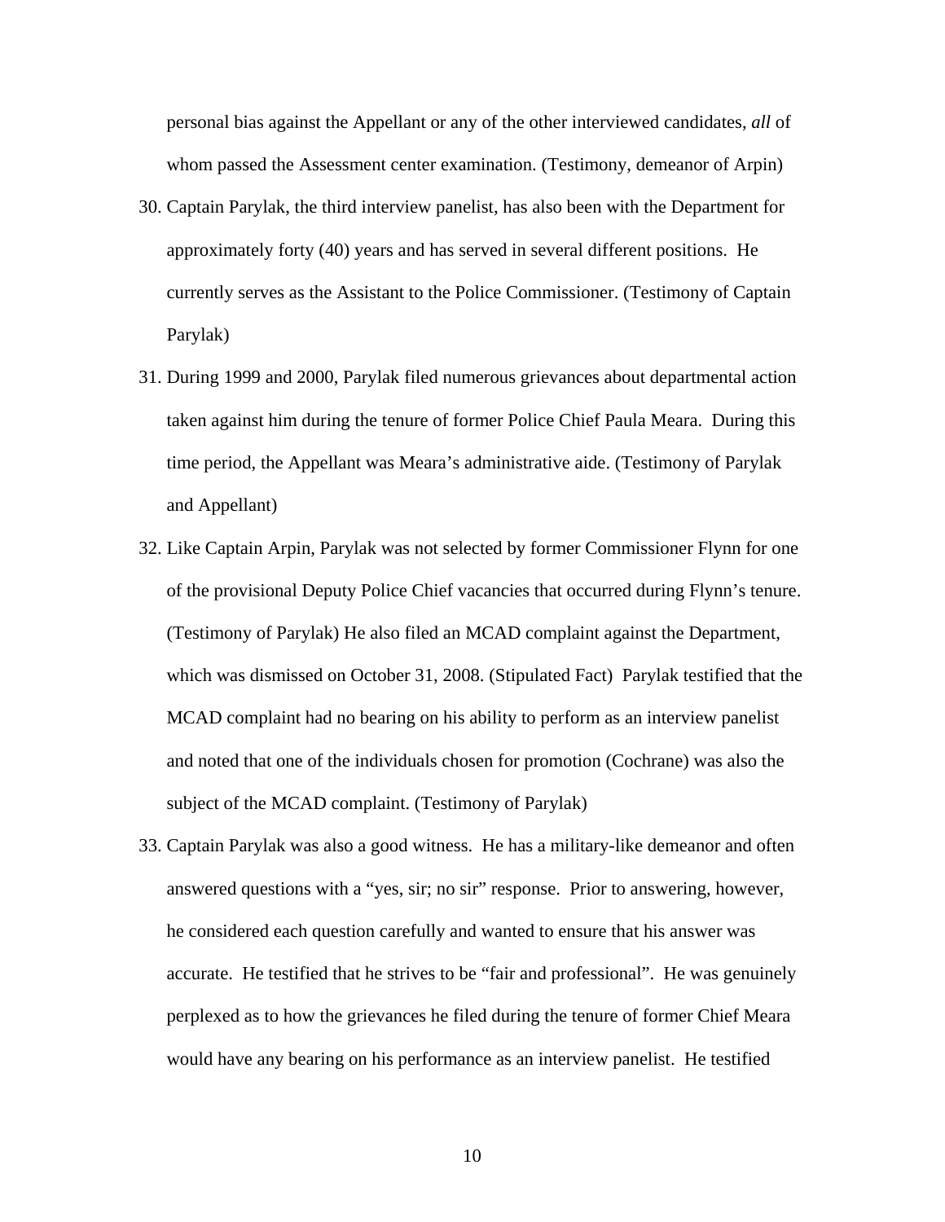personal bias against the Appellant or any of the other interviewed candidates, *all* of whom passed the Assessment center examination. (Testimony, demeanor of Arpin)

30. Captain Parylak, the third interview panelist, has also been with the Department for approximately forty (40) years and has served in several different positions. He currently serves as the Assistant to the Police Commissioner. (Testimony of Captain Parylak)

31. During 1999 and 2000, Parylak filed numerous grievances about departmental action taken against him during the tenure of former Police Chief Paula Meara. During this time period, the Appellant was Meara's administrative aide. (Testimony of Parylak and Appellant)

32. Like Captain Arpin, Parylak was not selected by former Commissioner Flynn for one of the provisional Deputy Police Chief vacancies that occurred during Flynn's tenure. (Testimony of Parylak) He also filed an MCAD complaint against the Department, which was dismissed on October 31, 2008. (Stipulated Fact) Parylak testified that the MCAD complaint had no bearing on his ability to perform as an interview panelist and noted that one of the individuals chosen for promotion (Cochrane) was also the subject of the MCAD complaint. (Testimony of Parylak)

33. Captain Parylak was also a good witness. He has a military-like demeanor and often answered questions with a "yes, sir; no sir" response. Prior to answering, however, he considered each question carefully and wanted to ensure that his answer was accurate. He testified that he strives to be "fair and professional". He was genuinely perplexed as to how the grievances he filed during the tenure of former Chief Meara would have any bearing on his performance as an interview panelist. He testified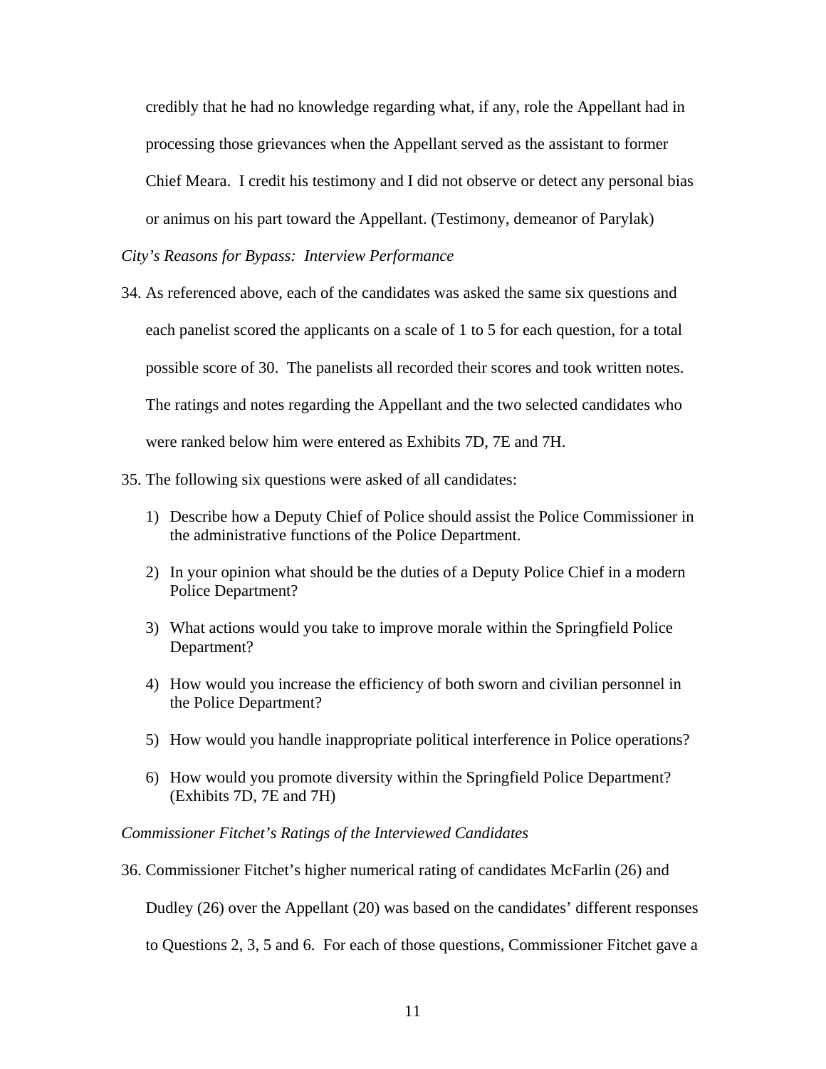credibly that he had no knowledge regarding what, if any, role the Appellant had in processing those grievances when the Appellant served as the assistant to former Chief Meara. I credit his testimony and I did not observe or detect any personal bias or animus on his part toward the Appellant. (Testimony, demeanor of Parylak)

*City's Reasons for Bypass: Interview Performance*

34. As referenced above, each of the candidates was asked the same six questions and each panelist scored the applicants on a scale of 1 to 5 for each question, for a total possible score of 30. The panelists all recorded their scores and took written notes. The ratings and notes regarding the Appellant and the two selected candidates who were ranked below him were entered as Exhibits 7D, 7E and 7H.

35. The following six questions were asked of all candidates:

    1) Describe how a Deputy Chief of Police should assist the Police Commissioner in the administrative functions of the Police Department.

    2) In your opinion what should be the duties of a Deputy Police Chief in a modern Police Department?

    3) What actions would you take to improve morale within the Springfield Police Department?

    4) How would you increase the efficiency of both sworn and civilian personnel in the Police Department?

    5) How would you handle inappropriate political interference in Police operations?

    6) How would you promote diversity within the Springfield Police Department? (Exhibits 7D, 7E and 7H)

*Commissioner Fitchet's Ratings of the Interviewed Candidates*

36. Commissioner Fitchet's higher numerical rating of candidates McFarlin (26) and Dudley (26) over the Appellant (20) was based on the candidates' different responses to Questions 2, 3, 5 and 6. For each of those questions, Commissioner Fitchet gave a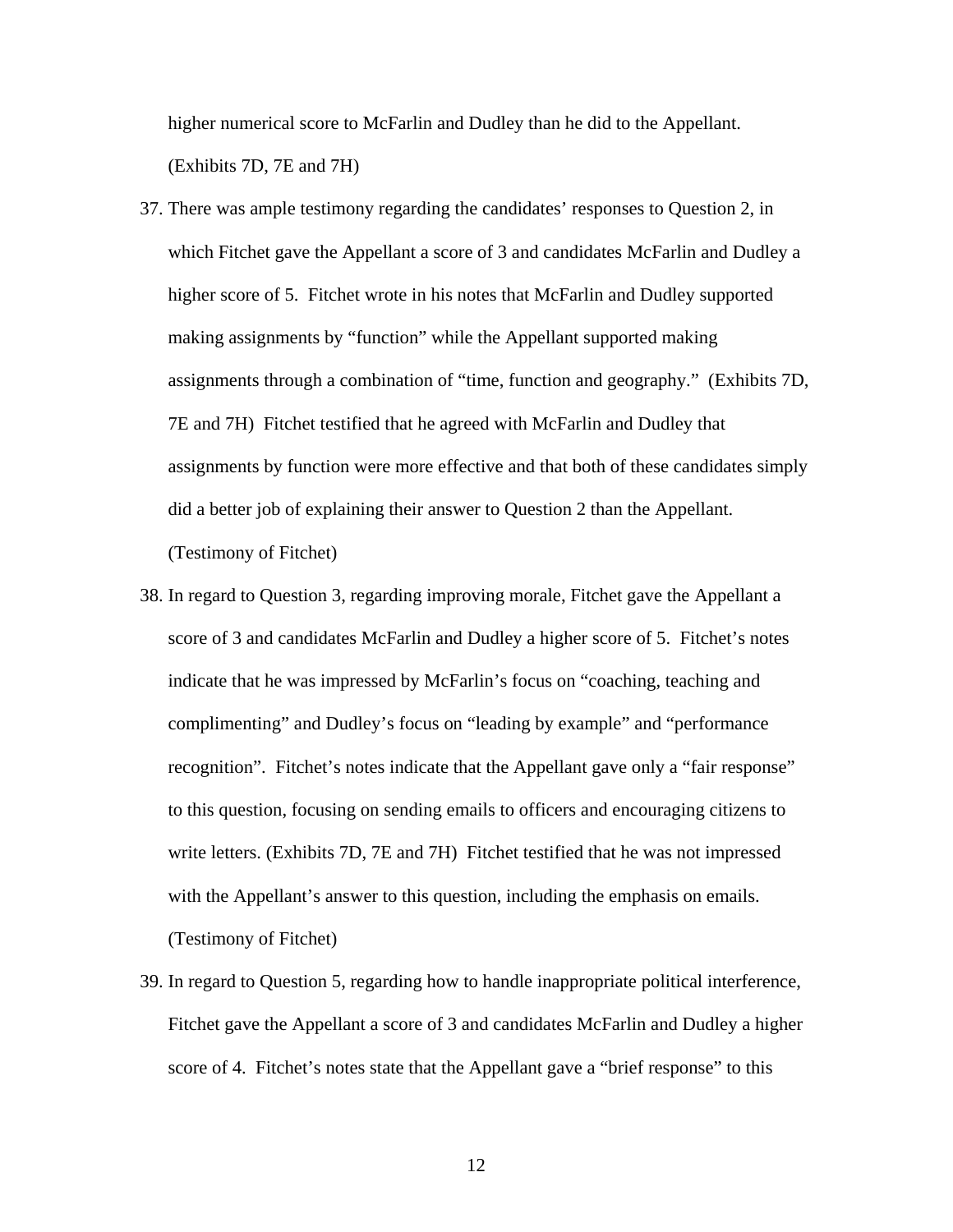higher numerical score to McFarlin and Dudley than he did to the Appellant. (Exhibits 7D, 7E and 7H)

37. There was ample testimony regarding the candidates' responses to Question 2, in which Fitchet gave the Appellant a score of 3 and candidates McFarlin and Dudley a higher score of 5. Fitchet wrote in his notes that McFarlin and Dudley supported making assignments by "function" while the Appellant supported making assignments through a combination of "time, function and geography." (Exhibits 7D, 7E and 7H) Fitchet testified that he agreed with McFarlin and Dudley that assignments by function were more effective and that both of these candidates simply did a better job of explaining their answer to Question 2 than the Appellant. (Testimony of Fitchet)

38. In regard to Question 3, regarding improving morale, Fitchet gave the Appellant a score of 3 and candidates McFarlin and Dudley a higher score of 5. Fitchet's notes indicate that he was impressed by McFarlin's focus on "coaching, teaching and complimenting" and Dudley's focus on "leading by example" and "performance recognition". Fitchet's notes indicate that the Appellant gave only a "fair response" to this question, focusing on sending emails to officers and encouraging citizens to write letters. (Exhibits 7D, 7E and 7H) Fitchet testified that he was not impressed with the Appellant's answer to this question, including the emphasis on emails. (Testimony of Fitchet)

39. In regard to Question 5, regarding how to handle inappropriate political interference, Fitchet gave the Appellant a score of 3 and candidates McFarlin and Dudley a higher score of 4. Fitchet's notes state that the Appellant gave a "brief response" to this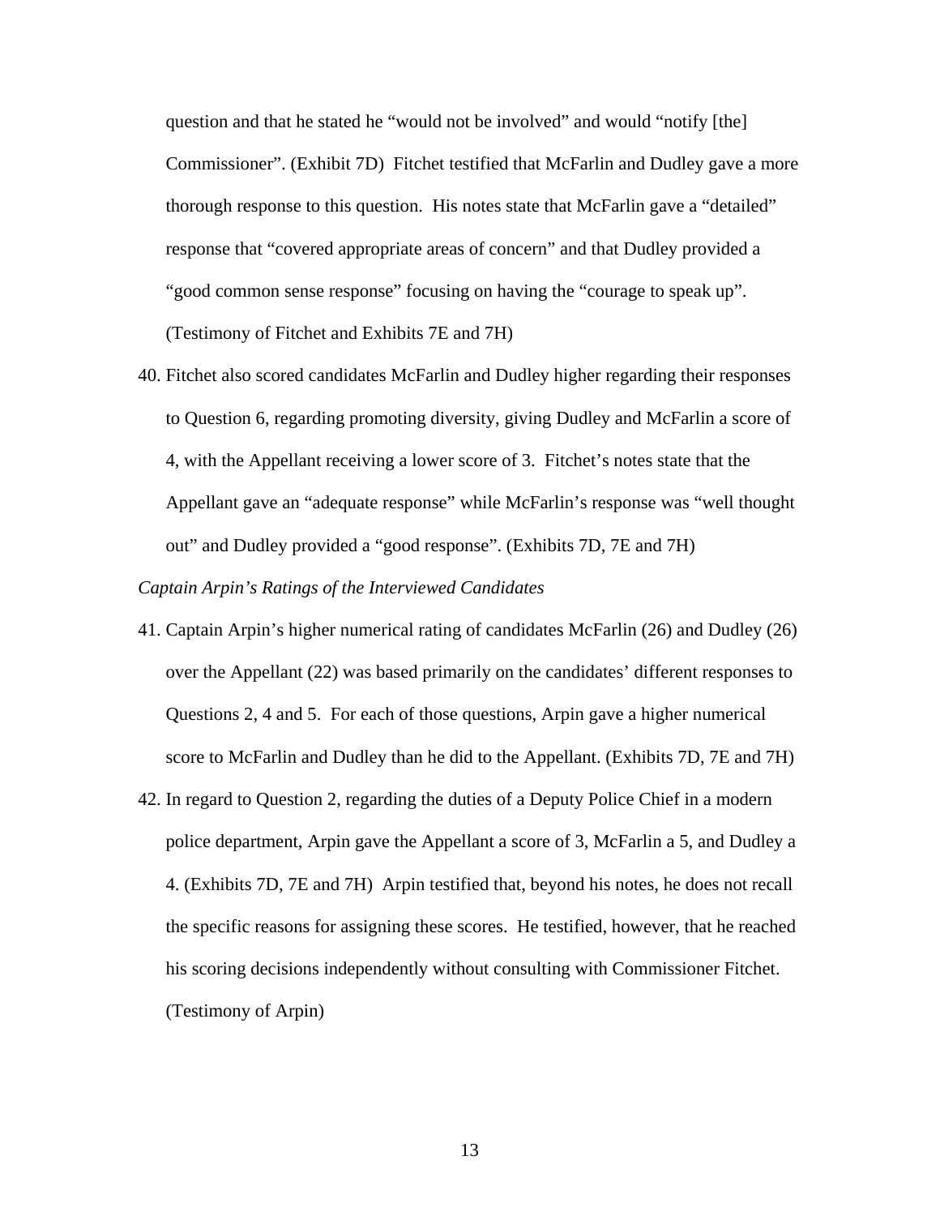question and that he stated he "would not be involved" and would "notify [the] Commissioner". (Exhibit 7D) Fitchet testified that McFarlin and Dudley gave a more thorough response to this question. His notes state that McFarlin gave a "detailed" response that "covered appropriate areas of concern" and that Dudley provided a "good common sense response" focusing on having the "courage to speak up". (Testimony of Fitchet and Exhibits 7E and 7H)

40. Fitchet also scored candidates McFarlin and Dudley higher regarding their responses to Question 6, regarding promoting diversity, giving Dudley and McFarlin a score of 4, with the Appellant receiving a lower score of 3. Fitchet's notes state that the Appellant gave an "adequate response" while McFarlin's response was "well thought out" and Dudley provided a "good response". (Exhibits 7D, 7E and 7H)

*Captain Arpin's Ratings of the Interviewed Candidates*

41. Captain Arpin's higher numerical rating of candidates McFarlin (26) and Dudley (26) over the Appellant (22) was based primarily on the candidates' different responses to Questions 2, 4 and 5. For each of those questions, Arpin gave a higher numerical score to McFarlin and Dudley than he did to the Appellant. (Exhibits 7D, 7E and 7H)

42. In regard to Question 2, regarding the duties of a Deputy Police Chief in a modern police department, Arpin gave the Appellant a score of 3, McFarlin a 5, and Dudley a 4. (Exhibits 7D, 7E and 7H) Arpin testified that, beyond his notes, he does not recall the specific reasons for assigning these scores. He testified, however, that he reached his scoring decisions independently without consulting with Commissioner Fitchet. (Testimony of Arpin)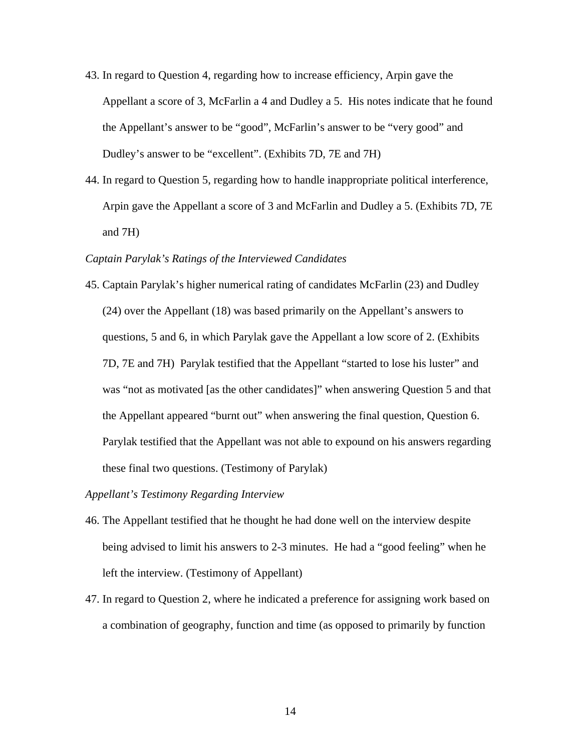43. In regard to Question 4, regarding how to increase efficiency, Arpin gave the Appellant a score of 3, McFarlin a 4 and Dudley a 5. His notes indicate that he found the Appellant's answer to be "good", McFarlin's answer to be "very good" and Dudley's answer to be "excellent". (Exhibits 7D, 7E and 7H)

44. In regard to Question 5, regarding how to handle inappropriate political interference, Arpin gave the Appellant a score of 3 and McFarlin and Dudley a 5. (Exhibits 7D, 7E and 7H)

*Captain Parylak's Ratings of the Interviewed Candidates*

45. Captain Parylak's higher numerical rating of candidates McFarlin (23) and Dudley (24) over the Appellant (18) was based primarily on the Appellant's answers to questions, 5 and 6, in which Parylak gave the Appellant a low score of 2. (Exhibits 7D, 7E and 7H) Parylak testified that the Appellant "started to lose his luster" and was "not as motivated [as the other candidates]" when answering Question 5 and that the Appellant appeared "burnt out" when answering the final question, Question 6. Parylak testified that the Appellant was not able to expound on his answers regarding these final two questions. (Testimony of Parylak)

*Appellant's Testimony Regarding Interview*

46. The Appellant testified that he thought he had done well on the interview despite being advised to limit his answers to 2-3 minutes. He had a "good feeling" when he left the interview. (Testimony of Appellant)

47. In regard to Question 2, where he indicated a preference for assigning work based on a combination of geography, function and time (as opposed to primarily by function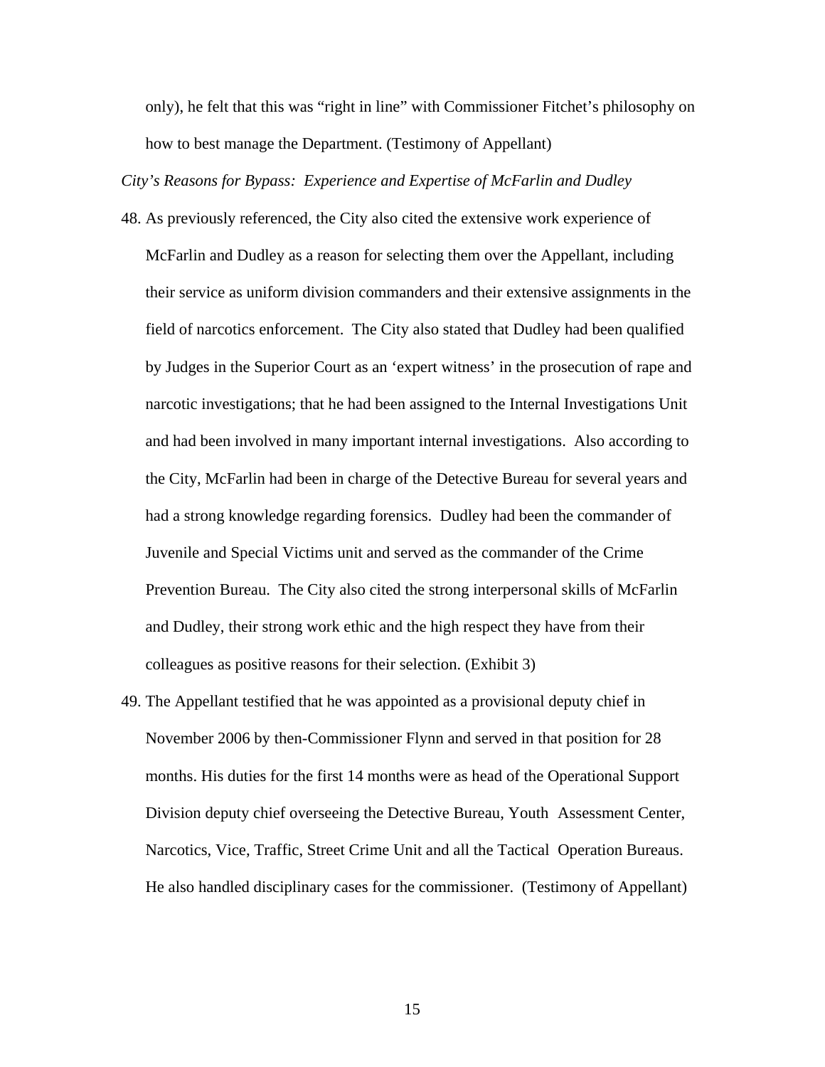only), he felt that this was "right in line" with Commissioner Fitchet's philosophy on how to best manage the Department. (Testimony of Appellant)

*City's Reasons for Bypass: Experience and Expertise of McFarlin and Dudley*

48. As previously referenced, the City also cited the extensive work experience of McFarlin and Dudley as a reason for selecting them over the Appellant, including their service as uniform division commanders and their extensive assignments in the field of narcotics enforcement. The City also stated that Dudley had been qualified by Judges in the Superior Court as an 'expert witness' in the prosecution of rape and narcotic investigations; that he had been assigned to the Internal Investigations Unit and had been involved in many important internal investigations. Also according to the City, McFarlin had been in charge of the Detective Bureau for several years and had a strong knowledge regarding forensics. Dudley had been the commander of Juvenile and Special Victims unit and served as the commander of the Crime Prevention Bureau. The City also cited the strong interpersonal skills of McFarlin and Dudley, their strong work ethic and the high respect they have from their colleagues as positive reasons for their selection. (Exhibit 3)

49. The Appellant testified that he was appointed as a provisional deputy chief in November 2006 by then-Commissioner Flynn and served in that position for 28 months. His duties for the first 14 months were as head of the Operational Support Division deputy chief overseeing the Detective Bureau, Youth Assessment Center, Narcotics, Vice, Traffic, Street Crime Unit and all the Tactical Operation Bureaus. He also handled disciplinary cases for the commissioner. (Testimony of Appellant)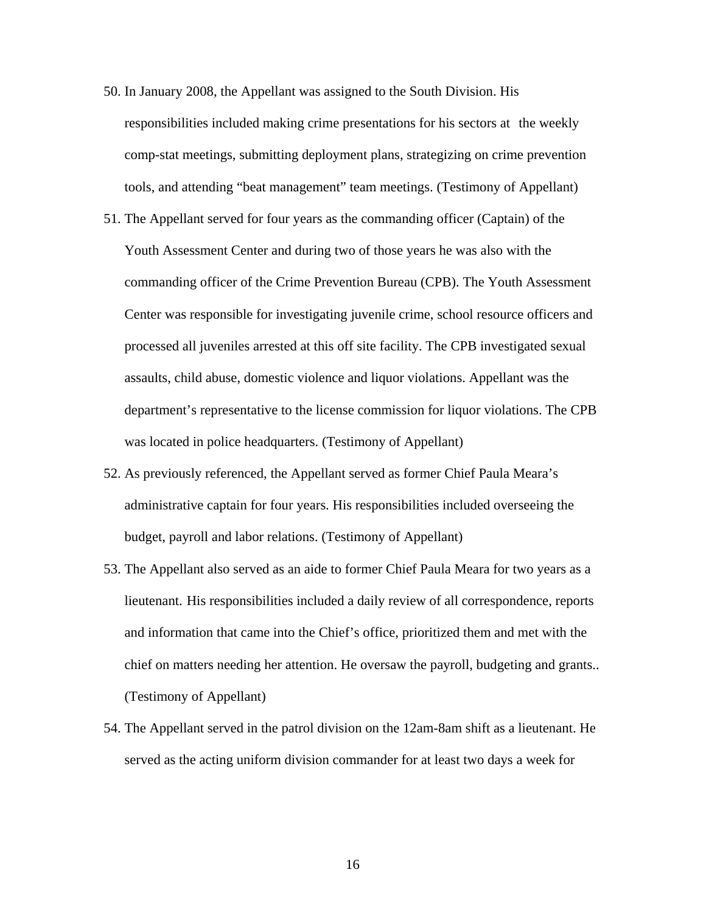50. In January 2008, the Appellant was assigned to the South Division. His responsibilities included making crime presentations for his sectors at the weekly comp-stat meetings, submitting deployment plans, strategizing on crime prevention tools, and attending "beat management" team meetings. (Testimony of Appellant)
51. The Appellant served for four years as the commanding officer (Captain) of the Youth Assessment Center and during two of those years he was also with the commanding officer of the Crime Prevention Bureau (CPB). The Youth Assessment Center was responsible for investigating juvenile crime, school resource officers and processed all juveniles arrested at this off site facility. The CPB investigated sexual assaults, child abuse, domestic violence and liquor violations. Appellant was the department's representative to the license commission for liquor violations. The CPB was located in police headquarters. (Testimony of Appellant)
52. As previously referenced, the Appellant served as former Chief Paula Meara's administrative captain for four years. His responsibilities included overseeing the budget, payroll and labor relations. (Testimony of Appellant)
53. The Appellant also served as an aide to former Chief Paula Meara for two years as a lieutenant. His responsibilities included a daily review of all correspondence, reports and information that came into the Chief's office, prioritized them and met with the chief on matters needing her attention. He oversaw the payroll, budgeting and grants.. (Testimony of Appellant)
54. The Appellant served in the patrol division on the 12am-8am shift as a lieutenant. He served as the acting uniform division commander for at least two days a week for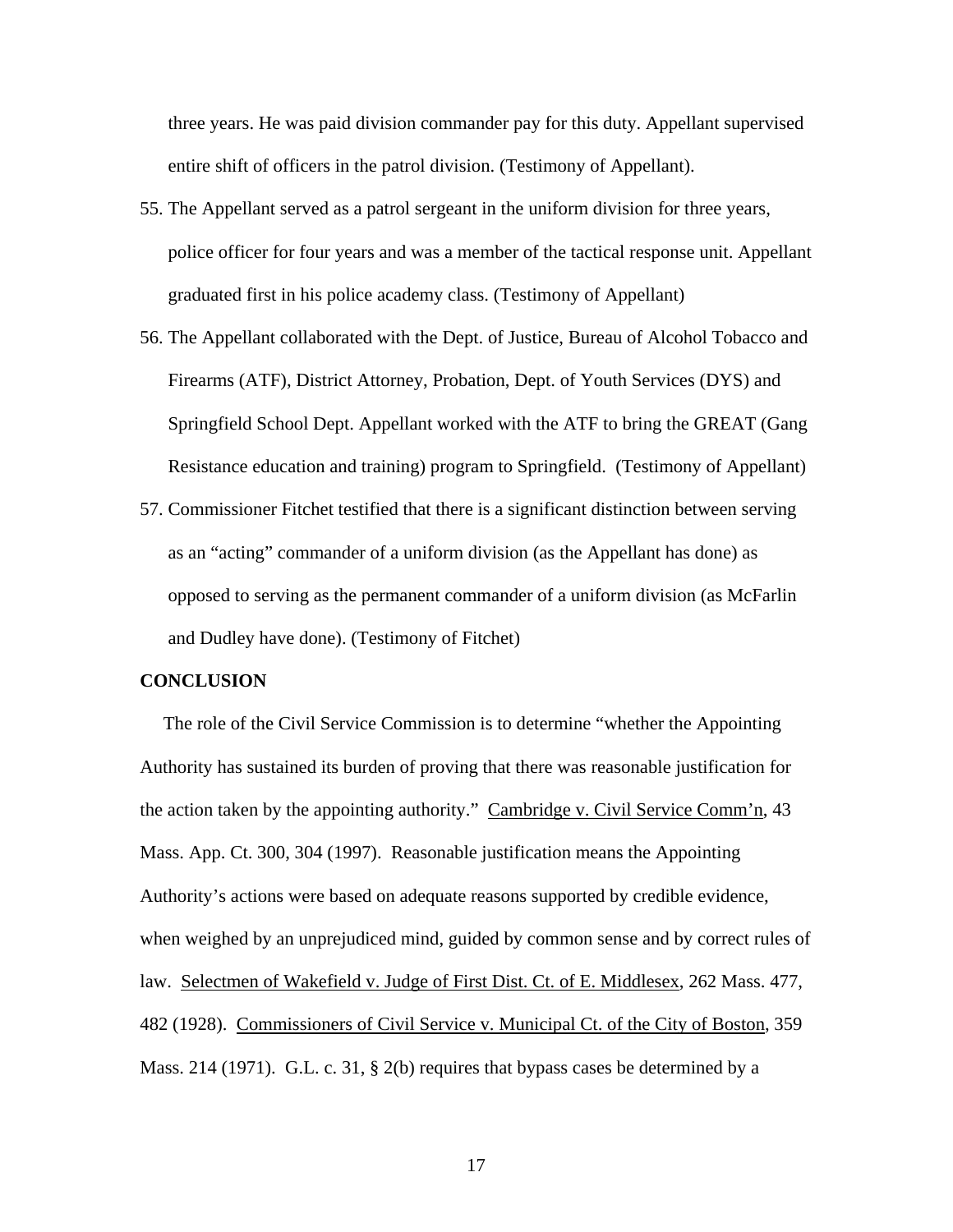three years. He was paid division commander pay for this duty. Appellant supervised entire shift of officers in the patrol division. (Testimony of Appellant).

55. The Appellant served as a patrol sergeant in the uniform division for three years, police officer for four years and was a member of the tactical response unit. Appellant graduated first in his police academy class. (Testimony of Appellant)
56. The Appellant collaborated with the Dept. of Justice, Bureau of Alcohol Tobacco and Firearms (ATF), District Attorney, Probation, Dept. of Youth Services (DYS) and Springfield School Dept. Appellant worked with the ATF to bring the GREAT (Gang Resistance education and training) program to Springfield. (Testimony of Appellant)
57. Commissioner Fitchet testified that there is a significant distinction between serving as an "acting" commander of a uniform division (as the Appellant has done) as opposed to serving as the permanent commander of a uniform division (as McFarlin and Dudley have done). (Testimony of Fitchet)

**CONCLUSION**

The role of the Civil Service Commission is to determine "whether the Appointing Authority has sustained its burden of proving that there was reasonable justification for the action taken by the appointing authority." Cambridge v. Civil Service Comm'n, 43 Mass. App. Ct. 300, 304 (1997). Reasonable justification means the Appointing Authority's actions were based on adequate reasons supported by credible evidence, when weighed by an unprejudiced mind, guided by common sense and by correct rules of law. Selectmen of Wakefield v. Judge of First Dist. Ct. of E. Middlesex, 262 Mass. 477, 482 (1928). Commissioners of Civil Service v. Municipal Ct. of the City of Boston, 359 Mass. 214 (1971). G.L. c. 31, § 2(b) requires that bypass cases be determined by a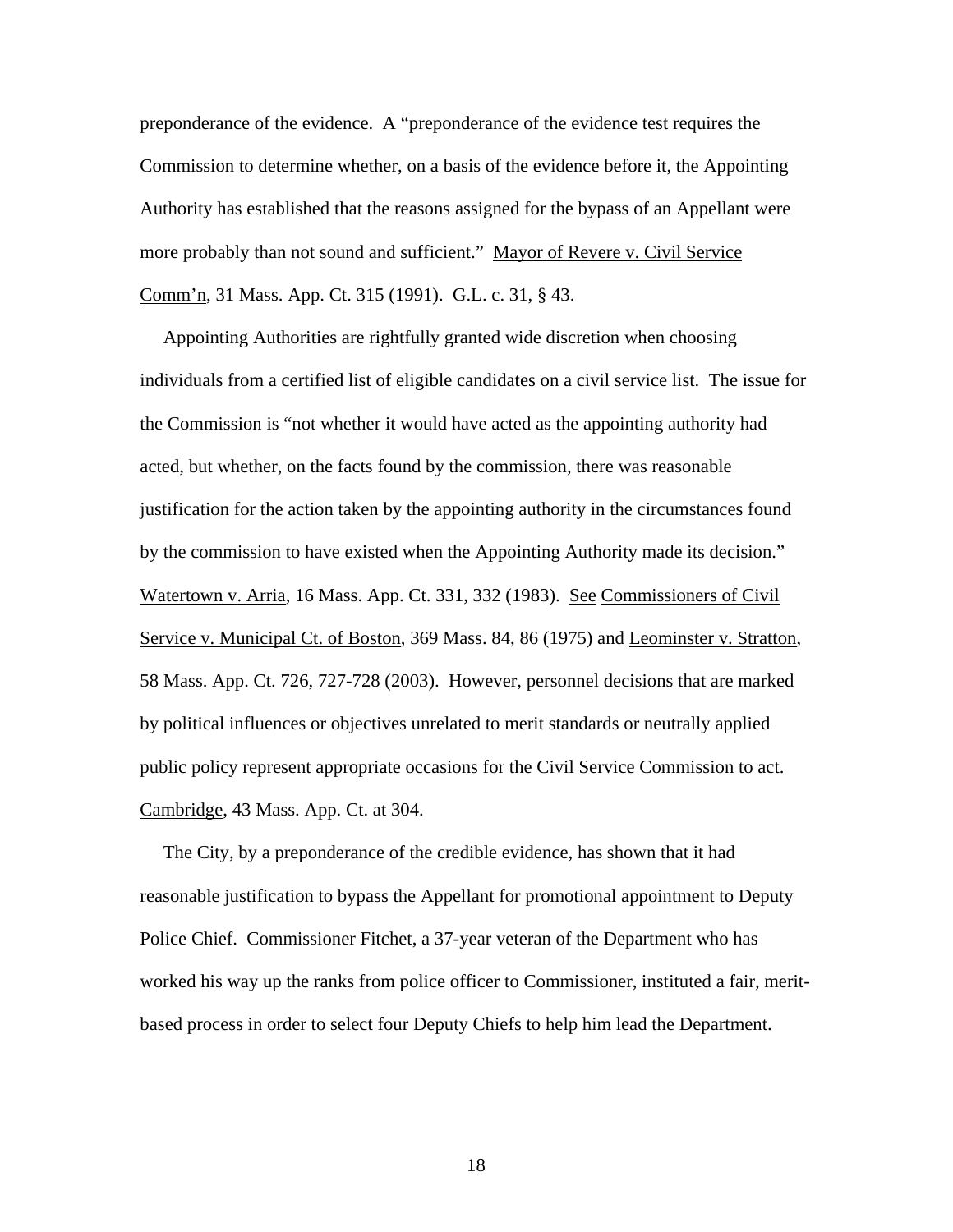preponderance of the evidence. A "preponderance of the evidence test requires the Commission to determine whether, on a basis of the evidence before it, the Appointing Authority has established that the reasons assigned for the bypass of an Appellant were more probably than not sound and sufficient." Mayor of Revere v. Civil Service Comm'n, 31 Mass. App. Ct. 315 (1991). G.L. c. 31, § 43.

Appointing Authorities are rightfully granted wide discretion when choosing individuals from a certified list of eligible candidates on a civil service list. The issue for the Commission is "not whether it would have acted as the appointing authority had acted, but whether, on the facts found by the commission, there was reasonable justification for the action taken by the appointing authority in the circumstances found by the commission to have existed when the Appointing Authority made its decision." Watertown v. Arria, 16 Mass. App. Ct. 331, 332 (1983). See Commissioners of Civil Service v. Municipal Ct. of Boston, 369 Mass. 84, 86 (1975) and Leominster v. Stratton, 58 Mass. App. Ct. 726, 727-728 (2003). However, personnel decisions that are marked by political influences or objectives unrelated to merit standards or neutrally applied public policy represent appropriate occasions for the Civil Service Commission to act. Cambridge, 43 Mass. App. Ct. at 304.

The City, by a preponderance of the credible evidence, has shown that it had reasonable justification to bypass the Appellant for promotional appointment to Deputy Police Chief. Commissioner Fitchet, a 37-year veteran of the Department who has worked his way up the ranks from police officer to Commissioner, instituted a fair, merit-based process in order to select four Deputy Chiefs to help him lead the Department.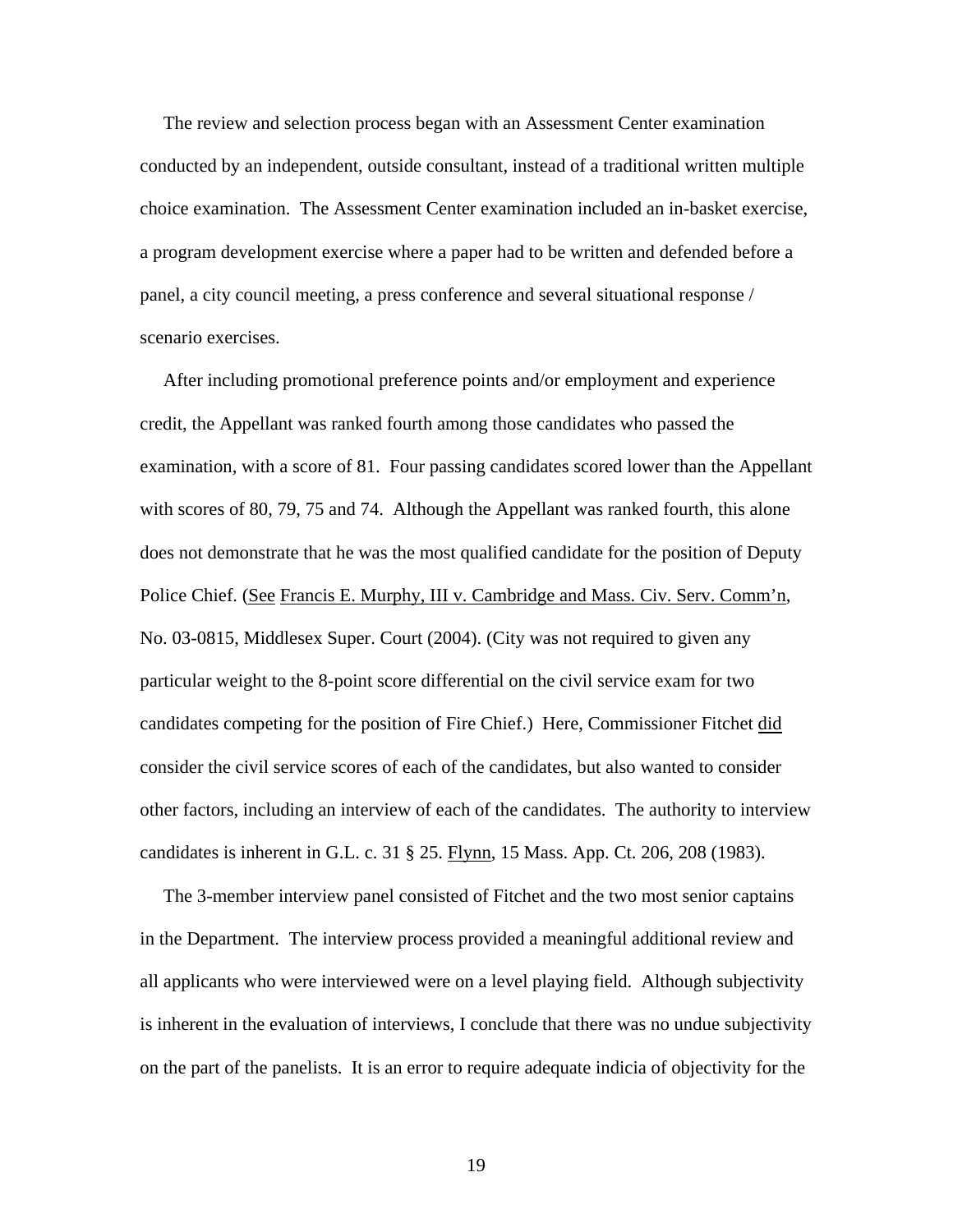The review and selection process began with an Assessment Center examination conducted by an independent, outside consultant, instead of a traditional written multiple choice examination. The Assessment Center examination included an in-basket exercise, a program development exercise where a paper had to be written and defended before a panel, a city council meeting, a press conference and several situational response / scenario exercises.

After including promotional preference points and/or employment and experience credit, the Appellant was ranked fourth among those candidates who passed the examination, with a score of 81. Four passing candidates scored lower than the Appellant with scores of 80, 79, 75 and 74. Although the Appellant was ranked fourth, this alone does not demonstrate that he was the most qualified candidate for the position of Deputy Police Chief. (See Francis E. Murphy, III v. Cambridge and Mass. Civ. Serv. Comm'n, No. 03-0815, Middlesex Super. Court (2004). (City was not required to given any particular weight to the 8-point score differential on the civil service exam for two candidates competing for the position of Fire Chief.) Here, Commissioner Fitchet did consider the civil service scores of each of the candidates, but also wanted to consider other factors, including an interview of each of the candidates. The authority to interview candidates is inherent in G.L. c. 31 § 25. Flynn, 15 Mass. App. Ct. 206, 208 (1983).

The 3-member interview panel consisted of Fitchet and the two most senior captains in the Department. The interview process provided a meaningful additional review and all applicants who were interviewed were on a level playing field. Although subjectivity is inherent in the evaluation of interviews, I conclude that there was no undue subjectivity on the part of the panelists. It is an error to require adequate indicia of objectivity for the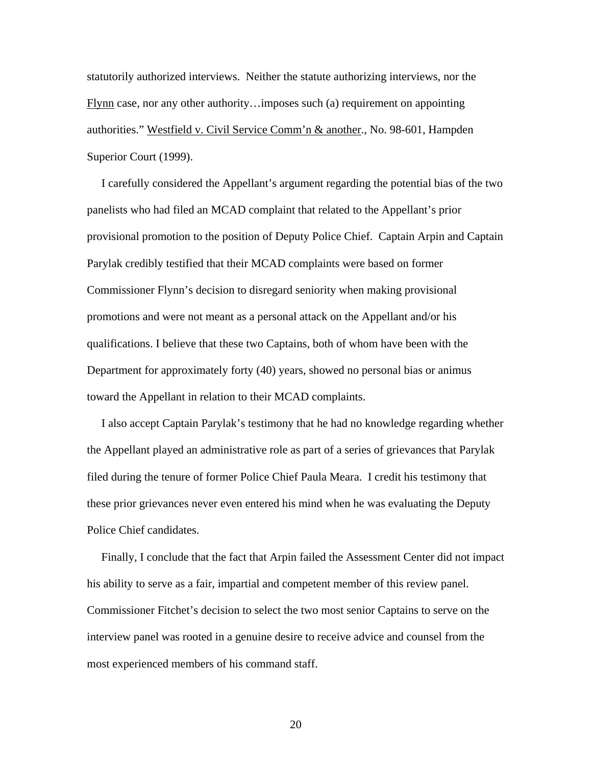statutorily authorized interviews. Neither the statute authorizing interviews, nor the Flynn case, nor any other authority…imposes such (a) requirement on appointing authorities." Westfield v. Civil Service Comm'n & another., No. 98-601, Hampden Superior Court (1999).

I carefully considered the Appellant's argument regarding the potential bias of the two panelists who had filed an MCAD complaint that related to the Appellant's prior provisional promotion to the position of Deputy Police Chief. Captain Arpin and Captain Parylak credibly testified that their MCAD complaints were based on former Commissioner Flynn's decision to disregard seniority when making provisional promotions and were not meant as a personal attack on the Appellant and/or his qualifications. I believe that these two Captains, both of whom have been with the Department for approximately forty (40) years, showed no personal bias or animus toward the Appellant in relation to their MCAD complaints.

I also accept Captain Parylak's testimony that he had no knowledge regarding whether the Appellant played an administrative role as part of a series of grievances that Parylak filed during the tenure of former Police Chief Paula Meara. I credit his testimony that these prior grievances never even entered his mind when he was evaluating the Deputy Police Chief candidates.

Finally, I conclude that the fact that Arpin failed the Assessment Center did not impact his ability to serve as a fair, impartial and competent member of this review panel. Commissioner Fitchet's decision to select the two most senior Captains to serve on the interview panel was rooted in a genuine desire to receive advice and counsel from the most experienced members of his command staff.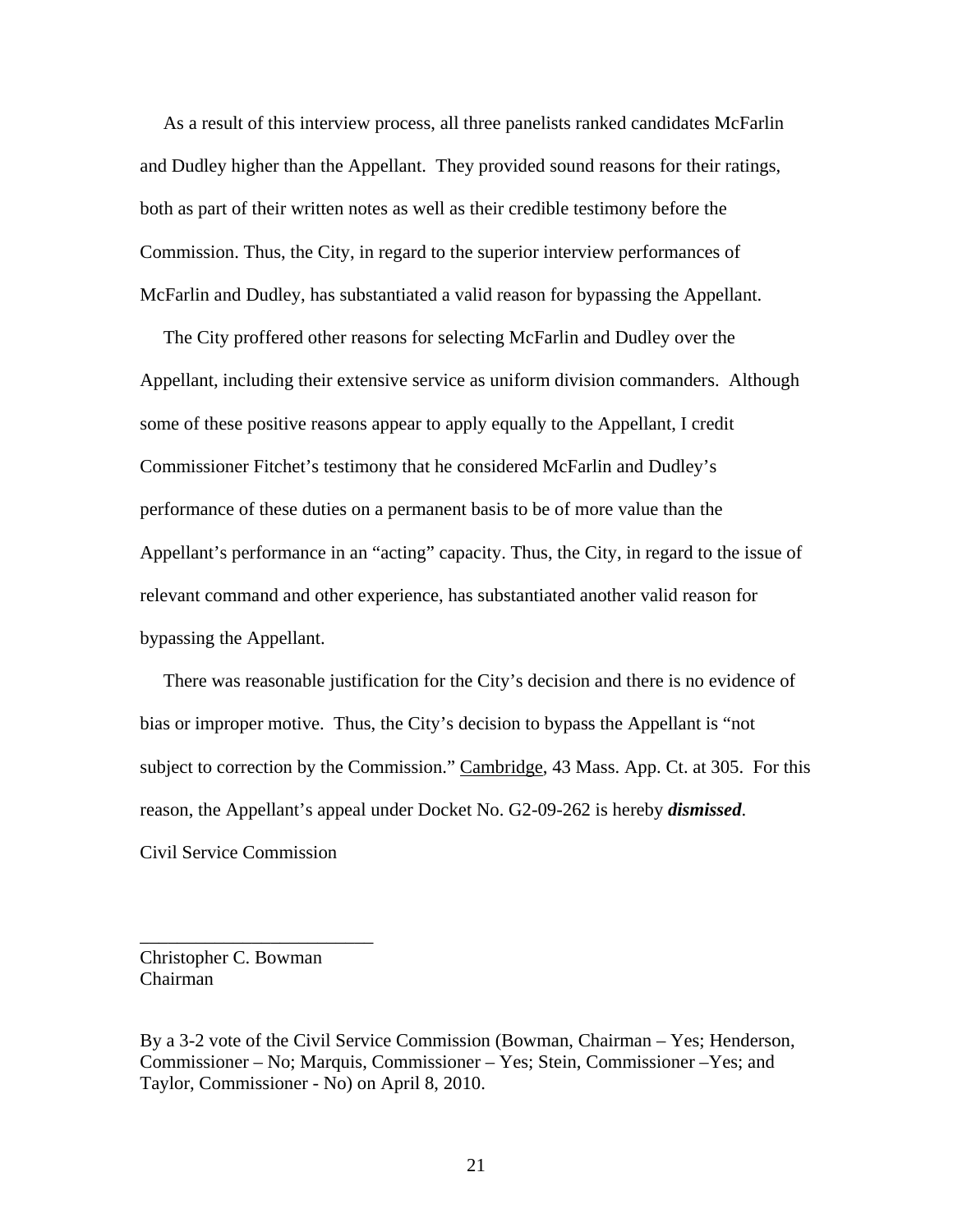As a result of this interview process, all three panelists ranked candidates McFarlin and Dudley higher than the Appellant. They provided sound reasons for their ratings, both as part of their written notes as well as their credible testimony before the Commission. Thus, the City, in regard to the superior interview performances of McFarlin and Dudley, has substantiated a valid reason for bypassing the Appellant.

The City proffered other reasons for selecting McFarlin and Dudley over the Appellant, including their extensive service as uniform division commanders. Although some of these positive reasons appear to apply equally to the Appellant, I credit Commissioner Fitchet's testimony that he considered McFarlin and Dudley's performance of these duties on a permanent basis to be of more value than the Appellant's performance in an "acting" capacity. Thus, the City, in regard to the issue of relevant command and other experience, has substantiated another valid reason for bypassing the Appellant.

There was reasonable justification for the City's decision and there is no evidence of bias or improper motive. Thus, the City's decision to bypass the Appellant is "not subject to correction by the Commission." Cambridge, 43 Mass. App. Ct. at 305. For this reason, the Appellant's appeal under Docket No. G2-09-262 is hereby ***dismissed***.

Civil Service Commission

\_\_\_\_\_\_\_\_\_\_\_\_\_\_\_\_\_\_\_\_\_\_\_\_\_

Christopher C. Bowman
Chairman

By a 3-2 vote of the Civil Service Commission (Bowman, Chairman – Yes; Henderson, Commissioner – No; Marquis, Commissioner – Yes; Stein, Commissioner –Yes; and Taylor, Commissioner - No) on April 8, 2010.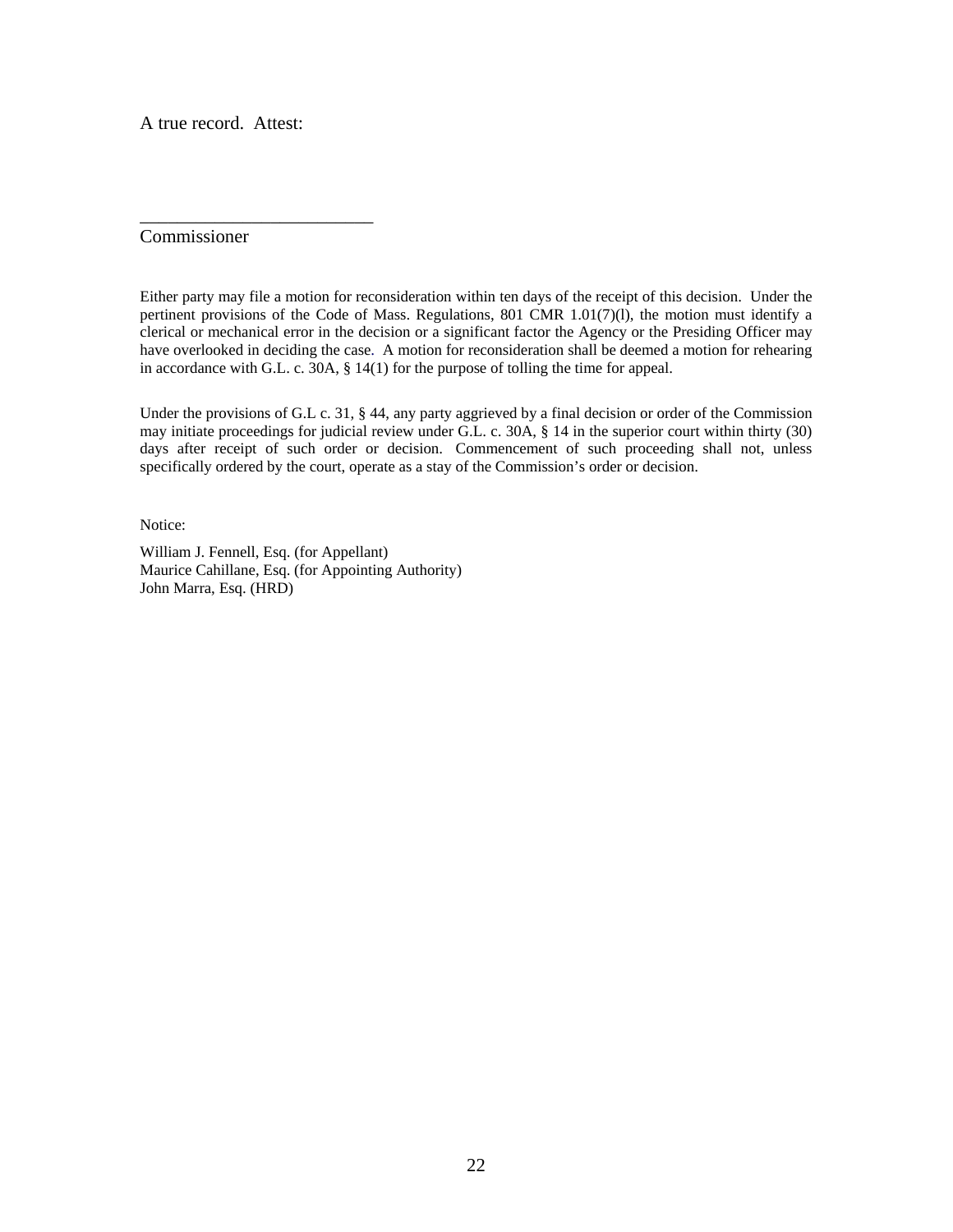A true record. Attest:

___________________________

Commissioner

Either party may file a motion for reconsideration within ten days of the receipt of this decision. Under the pertinent provisions of the Code of Mass. Regulations, 801 CMR 1.01(7)(l), the motion must identify a clerical or mechanical error in the decision or a significant factor the Agency or the Presiding Officer may have overlooked in deciding the case. A motion for reconsideration shall be deemed a motion for rehearing in accordance with G.L. c. 30A, § 14(1) for the purpose of tolling the time for appeal.

Under the provisions of G.L c. 31, § 44, any party aggrieved by a final decision or order of the Commission may initiate proceedings for judicial review under G.L. c. 30A, § 14 in the superior court within thirty (30) days after receipt of such order or decision. Commencement of such proceeding shall not, unless specifically ordered by the court, operate as a stay of the Commission's order or decision.

Notice:

William J. Fennell, Esq. (for Appellant)
Maurice Cahillane, Esq. (for Appointing Authority)
John Marra, Esq. (HRD)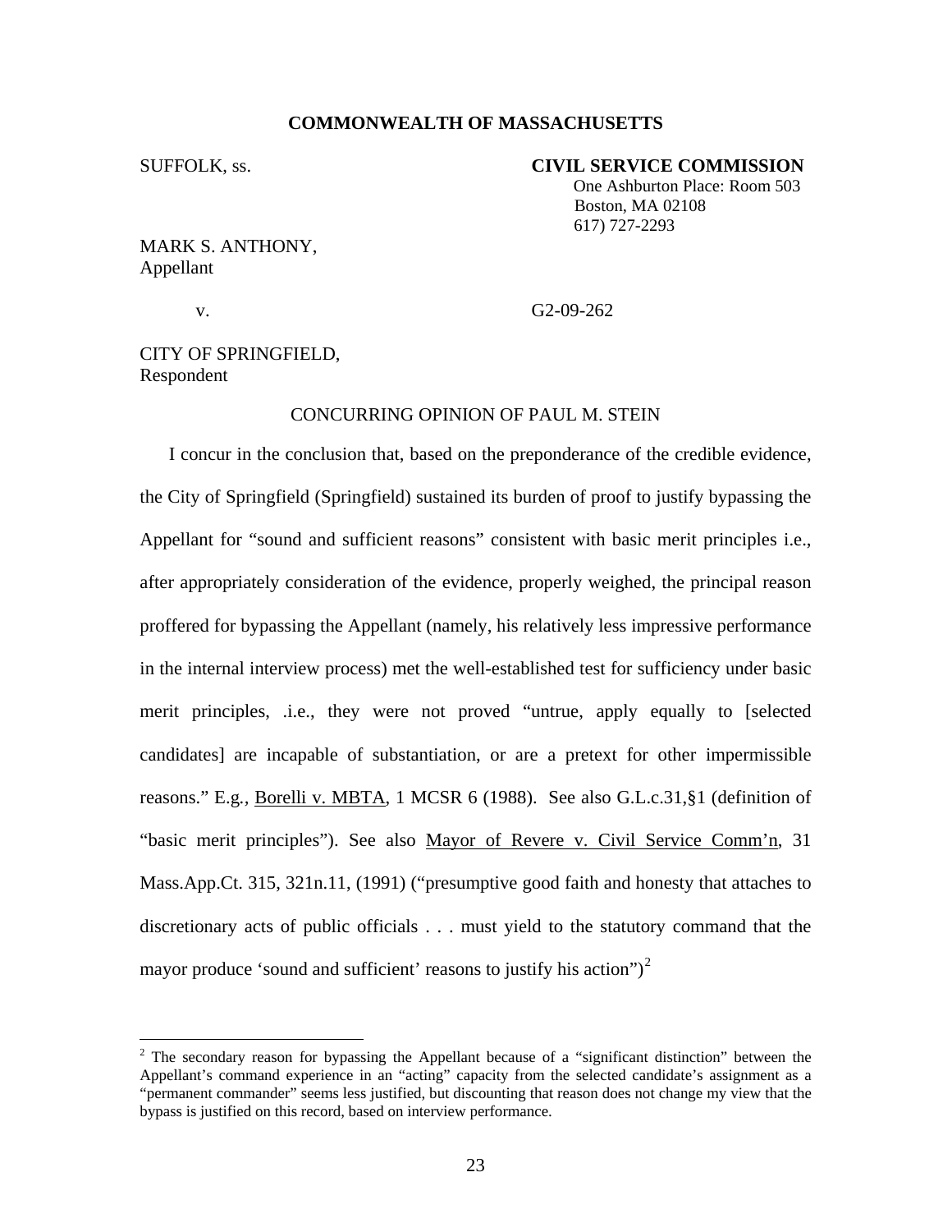**COMMONWEALTH OF MASSACHUSETTS**

SUFFOLK, ss. **CIVIL SERVICE COMMISSION**
One Ashburton Place: Room 503
Boston, MA 02108
617) 727-2293

MARK S. ANTHONY,
Appellant

v. G2-09-262

CITY OF SPRINGFIELD,
Respondent

CONCURRING OPINION OF PAUL M. STEIN

I concur in the conclusion that, based on the preponderance of the credible evidence, the City of Springfield (Springfield) sustained its burden of proof to justify bypassing the Appellant for "sound and sufficient reasons" consistent with basic merit principles i.e., after appropriately consideration of the evidence, properly weighed, the principal reason proffered for bypassing the Appellant (namely, his relatively less impressive performance in the internal interview process) met the well-established test for sufficiency under basic merit principles, .i.e., they were not proved "untrue, apply equally to [selected candidates] are incapable of substantiation, or are a pretext for other impermissible reasons." E.g., Borelli v. MBTA, 1 MCSR 6 (1988). See also G.L.c.31,§1 (definition of "basic merit principles"). See also Mayor of Revere v. Civil Service Comm'n, 31 Mass.App.Ct. 315, 321n.11, (1991) ("presumptive good faith and honesty that attaches to discretionary acts of public officials . . . must yield to the statutory command that the mayor produce 'sound and sufficient' reasons to justify his action")[2]

[2] The secondary reason for bypassing the Appellant because of a "significant distinction" between the Appellant's command experience in an "acting" capacity from the selected candidate's assignment as a "permanent commander" seems less justified, but discounting that reason does not change my view that the bypass is justified on this record, based on interview performance.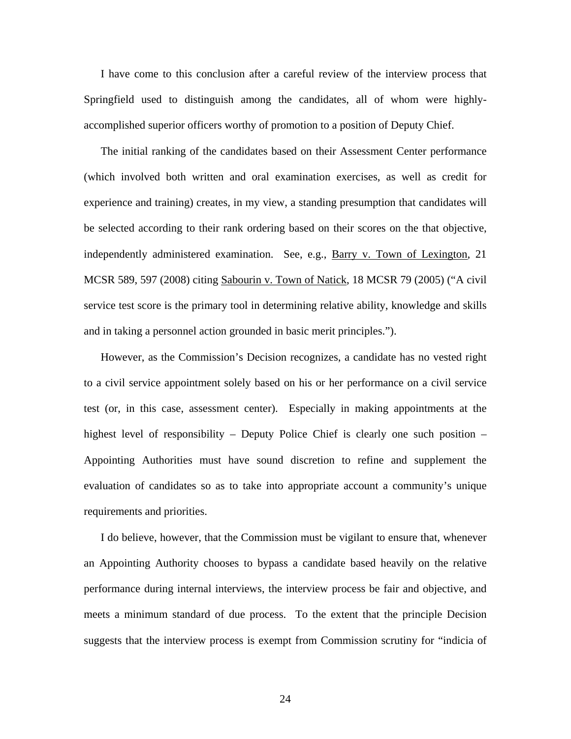I have come to this conclusion after a careful review of the interview process that Springfield used to distinguish among the candidates, all of whom were highly-accomplished superior officers worthy of promotion to a position of Deputy Chief.

The initial ranking of the candidates based on their Assessment Center performance (which involved both written and oral examination exercises, as well as credit for experience and training) creates, in my view, a standing presumption that candidates will be selected according to their rank ordering based on their scores on the that objective, independently administered examination. See, e.g., Barry v. Town of Lexington, 21 MCSR 589, 597 (2008) citing Sabourin v. Town of Natick, 18 MCSR 79 (2005) ("A civil service test score is the primary tool in determining relative ability, knowledge and skills and in taking a personnel action grounded in basic merit principles.").

However, as the Commission's Decision recognizes, a candidate has no vested right to a civil service appointment solely based on his or her performance on a civil service test (or, in this case, assessment center). Especially in making appointments at the highest level of responsibility – Deputy Police Chief is clearly one such position – Appointing Authorities must have sound discretion to refine and supplement the evaluation of candidates so as to take into appropriate account a community's unique requirements and priorities.

I do believe, however, that the Commission must be vigilant to ensure that, whenever an Appointing Authority chooses to bypass a candidate based heavily on the relative performance during internal interviews, the interview process be fair and objective, and meets a minimum standard of due process. To the extent that the principle Decision suggests that the interview process is exempt from Commission scrutiny for "indicia of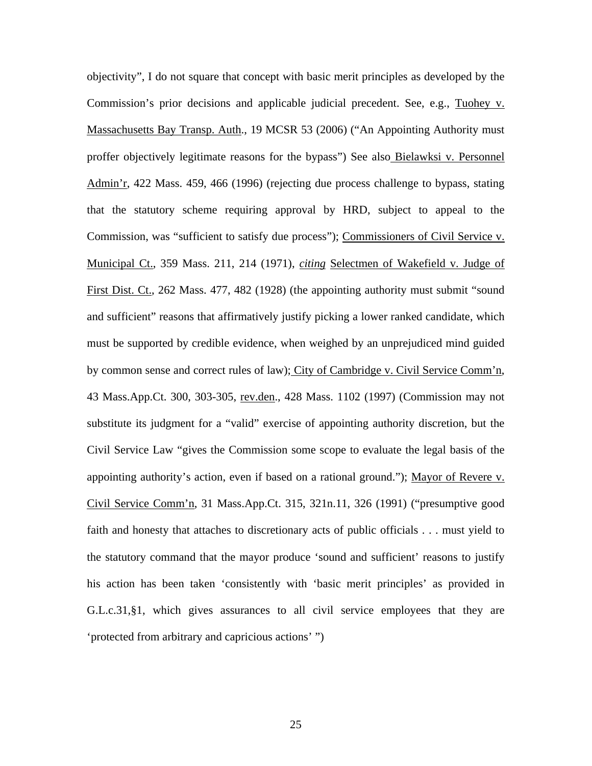objectivity", I do not square that concept with basic merit principles as developed by the Commission's prior decisions and applicable judicial precedent. See, e.g., Tuohey v. Massachusetts Bay Transp. Auth., 19 MCSR 53 (2006) ("An Appointing Authority must proffer objectively legitimate reasons for the bypass") See also Bielawksi v. Personnel Admin'r, 422 Mass. 459, 466 (1996) (rejecting due process challenge to bypass, stating that the statutory scheme requiring approval by HRD, subject to appeal to the Commission, was "sufficient to satisfy due process"); Commissioners of Civil Service v. Municipal Ct., 359 Mass. 211, 214 (1971), *citing* Selectmen of Wakefield v. Judge of First Dist. Ct., 262 Mass. 477, 482 (1928) (the appointing authority must submit "sound and sufficient" reasons that affirmatively justify picking a lower ranked candidate, which must be supported by credible evidence, when weighed by an unprejudiced mind guided by common sense and correct rules of law); City of Cambridge v. Civil Service Comm'n, 43 Mass.App.Ct. 300, 303-305, rev.den., 428 Mass. 1102 (1997) (Commission may not substitute its judgment for a "valid" exercise of appointing authority discretion, but the Civil Service Law "gives the Commission some scope to evaluate the legal basis of the appointing authority's action, even if based on a rational ground."); Mayor of Revere v. Civil Service Comm'n, 31 Mass.App.Ct. 315, 321n.11, 326 (1991) ("presumptive good faith and honesty that attaches to discretionary acts of public officials . . . must yield to the statutory command that the mayor produce 'sound and sufficient' reasons to justify his action has been taken 'consistently with 'basic merit principles' as provided in G.L.c.31,§1, which gives assurances to all civil service employees that they are 'protected from arbitrary and capricious actions' ")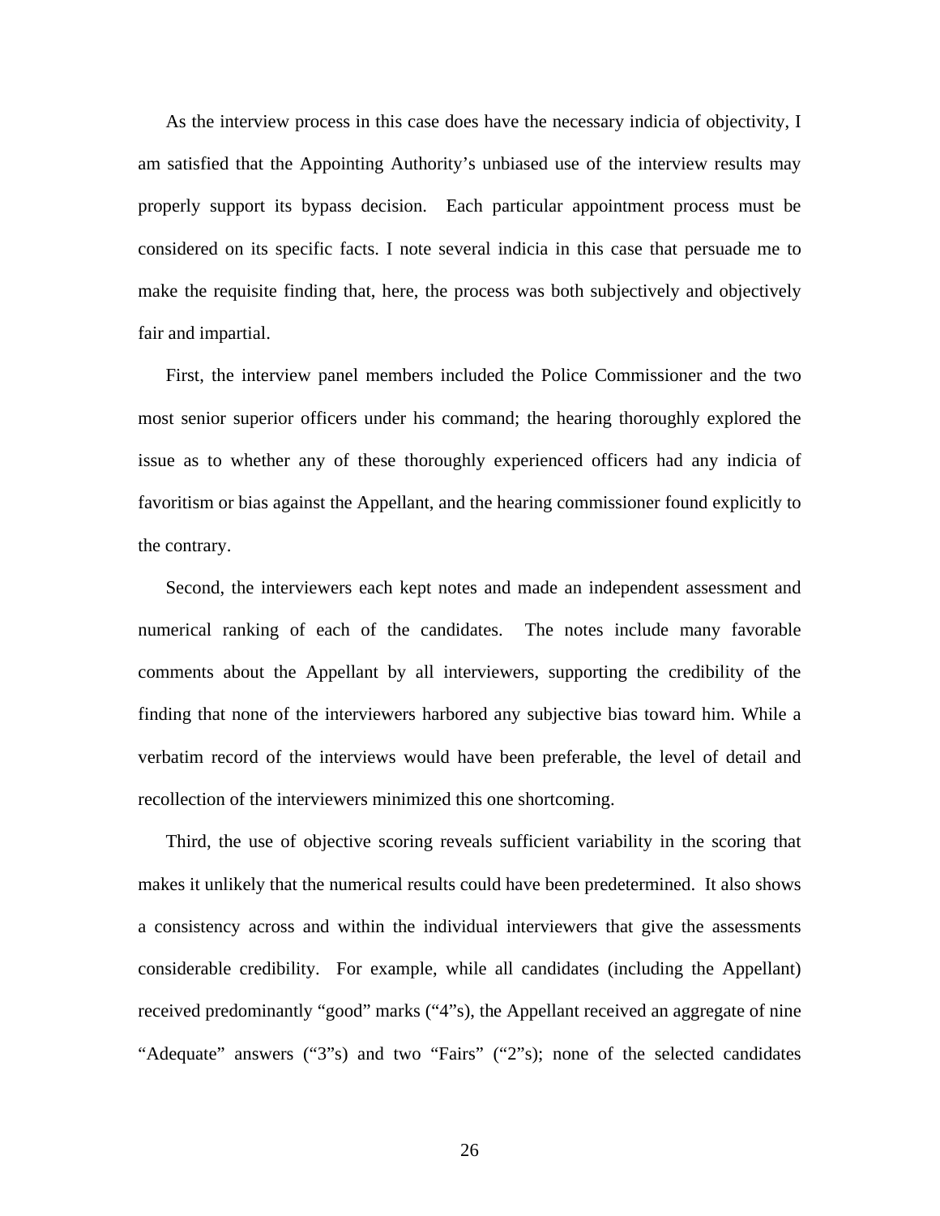As the interview process in this case does have the necessary indicia of objectivity, I am satisfied that the Appointing Authority's unbiased use of the interview results may properly support its bypass decision. Each particular appointment process must be considered on its specific facts. I note several indicia in this case that persuade me to make the requisite finding that, here, the process was both subjectively and objectively fair and impartial.

First, the interview panel members included the Police Commissioner and the two most senior superior officers under his command; the hearing thoroughly explored the issue as to whether any of these thoroughly experienced officers had any indicia of favoritism or bias against the Appellant, and the hearing commissioner found explicitly to the contrary.

Second, the interviewers each kept notes and made an independent assessment and numerical ranking of each of the candidates. The notes include many favorable comments about the Appellant by all interviewers, supporting the credibility of the finding that none of the interviewers harbored any subjective bias toward him. While a verbatim record of the interviews would have been preferable, the level of detail and recollection of the interviewers minimized this one shortcoming.

Third, the use of objective scoring reveals sufficient variability in the scoring that makes it unlikely that the numerical results could have been predetermined. It also shows a consistency across and within the individual interviewers that give the assessments considerable credibility. For example, while all candidates (including the Appellant) received predominantly "good" marks ("4"s), the Appellant received an aggregate of nine "Adequate" answers ("3"s) and two "Fairs" ("2"s); none of the selected candidates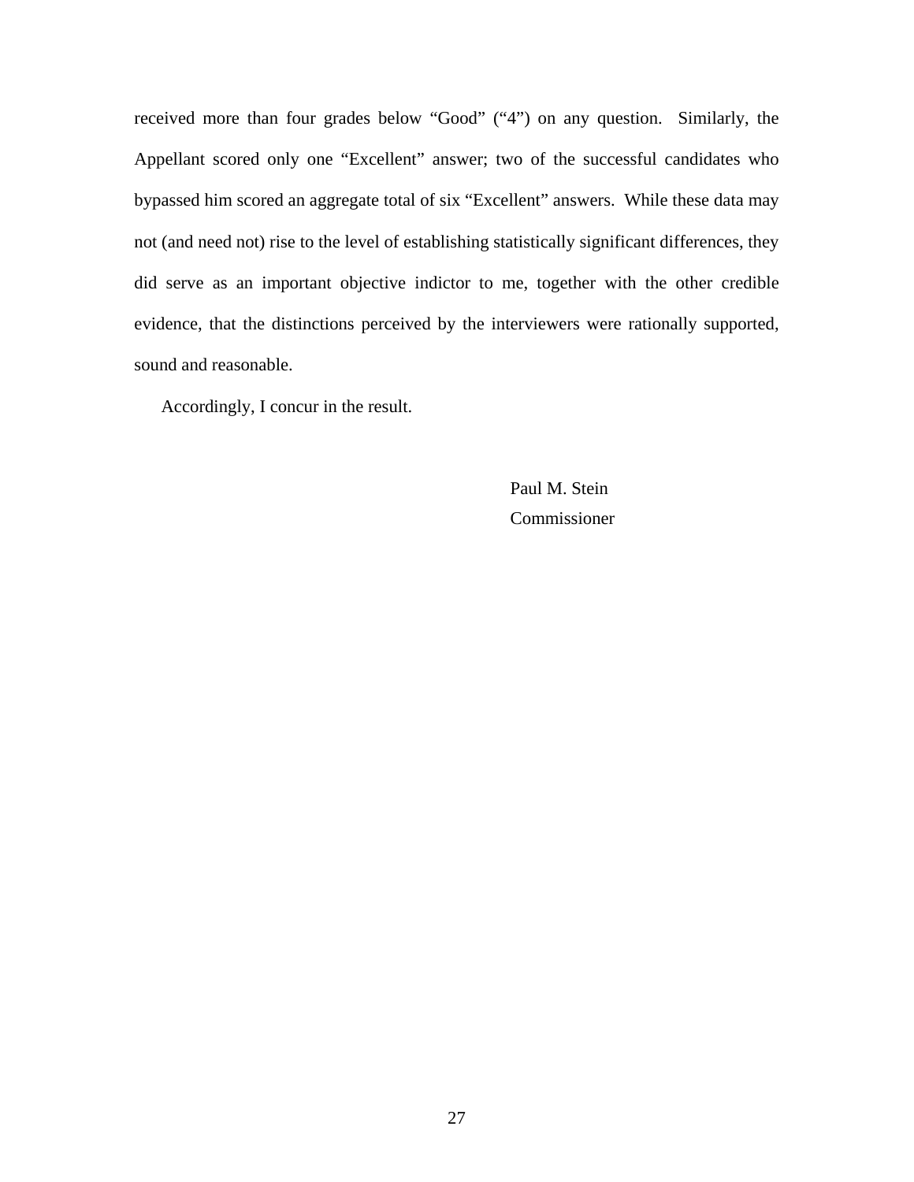received more than four grades below "Good" ("4") on any question. Similarly, the Appellant scored only one "Excellent" answer; two of the successful candidates who bypassed him scored an aggregate total of six "Excellent" answers. While these data may not (and need not) rise to the level of establishing statistically significant differences, they did serve as an important objective indictor to me, together with the other credible evidence, that the distinctions perceived by the interviewers were rationally supported, sound and reasonable.

Accordingly, I concur in the result.

Paul M. Stein
Commissioner